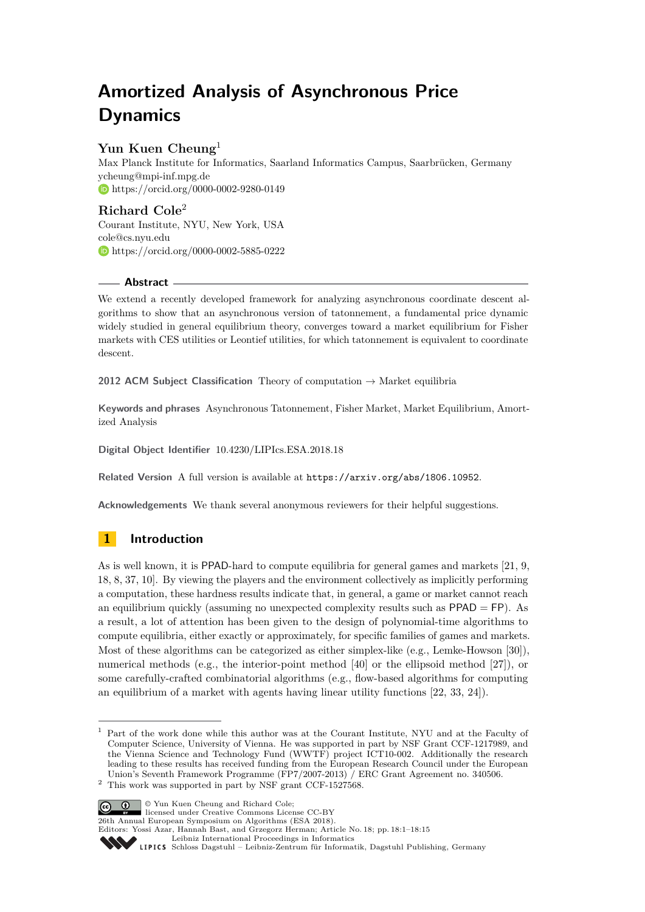# Amortized Analysis of Asynchronous Price Dynamics

## Yun Kuen Cheung[1]

Max Planck Institute for Informatics, Saarland Informatics Campus, Saarbrücken, Germany
ycheung@mpi-inf.mpg.de
https://orcid.org/0000-0002-9280-0149

## Richard Cole[2]

Courant Institute, NYU, New York, USA
cole@cs.nyu.edu
https://orcid.org/0000-0002-5885-0222

### Abstract

We extend a recently developed framework for analyzing asynchronous coordinate descent algorithms to show that an asynchronous version of tatonnement, a fundamental price dynamic widely studied in general equilibrium theory, converges toward a market equilibrium for Fisher markets with CES utilities or Leontief utilities, for which tatonnement is equivalent to coordinate descent.

**2012 ACM Subject Classification** Theory of computation → Market equilibria

**Keywords and phrases** Asynchronous Tatonnement, Fisher Market, Market Equilibrium, Amortized Analysis

**Digital Object Identifier** 10.4230/LIPIcs.ESA.2018.18

**Related Version** A full version is available at https://arxiv.org/abs/1806.10952.

**Acknowledgements** We thank several anonymous reviewers for their helpful suggestions.

## 1 Introduction

As is well known, it is PPAD-hard to compute equilibria for general games and markets [21, 9, 18, 8, 37, 10]. By viewing the players and the environment collectively as implicitly performing a computation, these hardness results indicate that, in general, a game or market cannot reach an equilibrium quickly (assuming no unexpected complexity results such as PPAD = FP). As a result, a lot of attention has been given to the design of polynomial-time algorithms to compute equilibria, either exactly or approximately, for specific families of games and markets. Most of these algorithms can be categorized as either simplex-like (e.g., Lemke-Howson [30]), numerical methods (e.g., the interior-point method [40] or the ellipsoid method [27]), or some carefully-crafted combinatorial algorithms (e.g., flow-based algorithms for computing an equilibrium of a market with agents having linear utility functions [22, 33, 24]).

---

[1] Part of the work done while this author was at the Courant Institute, NYU and at the Faculty of Computer Science, University of Vienna. He was supported in part by NSF Grant CCF-1217989, and the Vienna Science and Technology Fund (WWTF) project ICT10-002. Additionally the research leading to these results has received funding from the European Research Council under the European Union's Seventh Framework Programme (FP7/2007-2013) / ERC Grant Agreement no. 340506.

[2] This work was supported in part by NSF grant CCF-1527568.

© Yun Kuen Cheung and Richard Cole;
licensed under Creative Commons License CC-BY
26th Annual European Symposium on Algorithms (ESA 2018).
Editors: Yossi Azar, Hannah Bast, and Grzegorz Herman; Article No. 18; pp. 18:1–18:15
Leibniz International Proceedings in Informatics
Schloss Dagstuhl – Leibniz-Zentrum für Informatik, Dagstuhl Publishing, Germany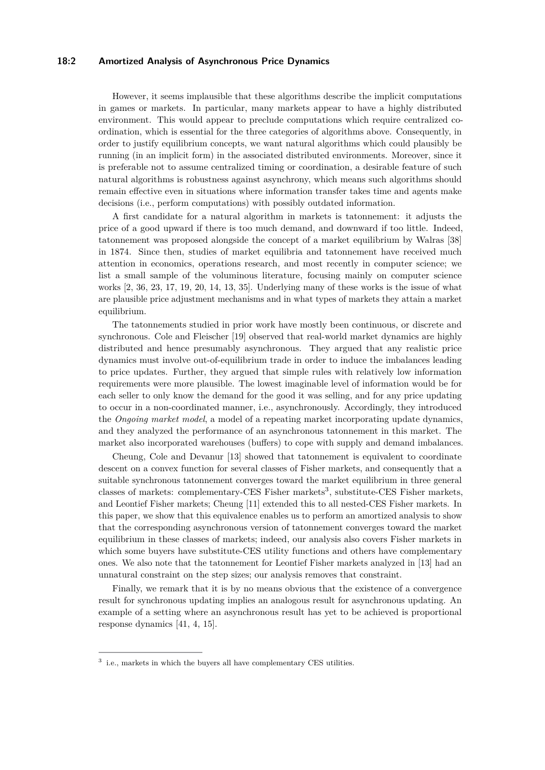However, it seems implausible that these algorithms describe the implicit computations in games or markets. In particular, many markets appear to have a highly distributed environment. This would appear to preclude computations which require centralized coordination, which is essential for the three categories of algorithms above. Consequently, in order to justify equilibrium concepts, we want natural algorithms which could plausibly be running (in an implicit form) in the associated distributed environments. Moreover, since it is preferable not to assume centralized timing or coordination, a desirable feature of such natural algorithms is robustness against asynchrony, which means such algorithms should remain effective even in situations where information transfer takes time and agents make decisions (i.e., perform computations) with possibly outdated information.

A first candidate for a natural algorithm in markets is tatonnement: it adjusts the price of a good upward if there is too much demand, and downward if too little. Indeed, tatonnement was proposed alongside the concept of a market equilibrium by Walras [38] in 1874. Since then, studies of market equilibria and tatonnement have received much attention in economics, operations research, and most recently in computer science; we list a small sample of the voluminous literature, focusing mainly on computer science works [2, 36, 23, 17, 19, 20, 14, 13, 35]. Underlying many of these works is the issue of what are plausible price adjustment mechanisms and in what types of markets they attain a market equilibrium.

The tatonnements studied in prior work have mostly been continuous, or discrete and synchronous. Cole and Fleischer [19] observed that real-world market dynamics are highly distributed and hence presumably asynchronous. They argued that any realistic price dynamics must involve out-of-equilibrium trade in order to induce the imbalances leading to price updates. Further, they argued that simple rules with relatively low information requirements were more plausible. The lowest imaginable level of information would be for each seller to only know the demand for the good it was selling, and for any price updating to occur in a non-coordinated manner, i.e., asynchronously. Accordingly, they introduced the *Ongoing market model*, a model of a repeating market incorporating update dynamics, and they analyzed the performance of an asynchronous tatonnement in this market. The market also incorporated warehouses (buffers) to cope with supply and demand imbalances.

Cheung, Cole and Devanur [13] showed that tatonnement is equivalent to coordinate descent on a convex function for several classes of Fisher markets, and consequently that a suitable synchronous tatonnement converges toward the market equilibrium in three general classes of markets: complementary-CES Fisher markets[3], substitute-CES Fisher markets, and Leontief Fisher markets; Cheung [11] extended this to all nested-CES Fisher markets. In this paper, we show that this equivalence enables us to perform an amortized analysis to show that the corresponding asynchronous version of tatonnement converges toward the market equilibrium in these classes of markets; indeed, our analysis also covers Fisher markets in which some buyers have substitute-CES utility functions and others have complementary ones. We also note that the tatonnement for Leontief Fisher markets analyzed in [13] had an unnatural constraint on the step sizes; our analysis removes that constraint.

Finally, we remark that it is by no means obvious that the existence of a convergence result for synchronous updating implies an analogous result for asynchronous updating. An example of a setting where an asynchronous result has yet to be achieved is proportional response dynamics [41, 4, 15].

[3] i.e., markets in which the buyers all have complementary CES utilities.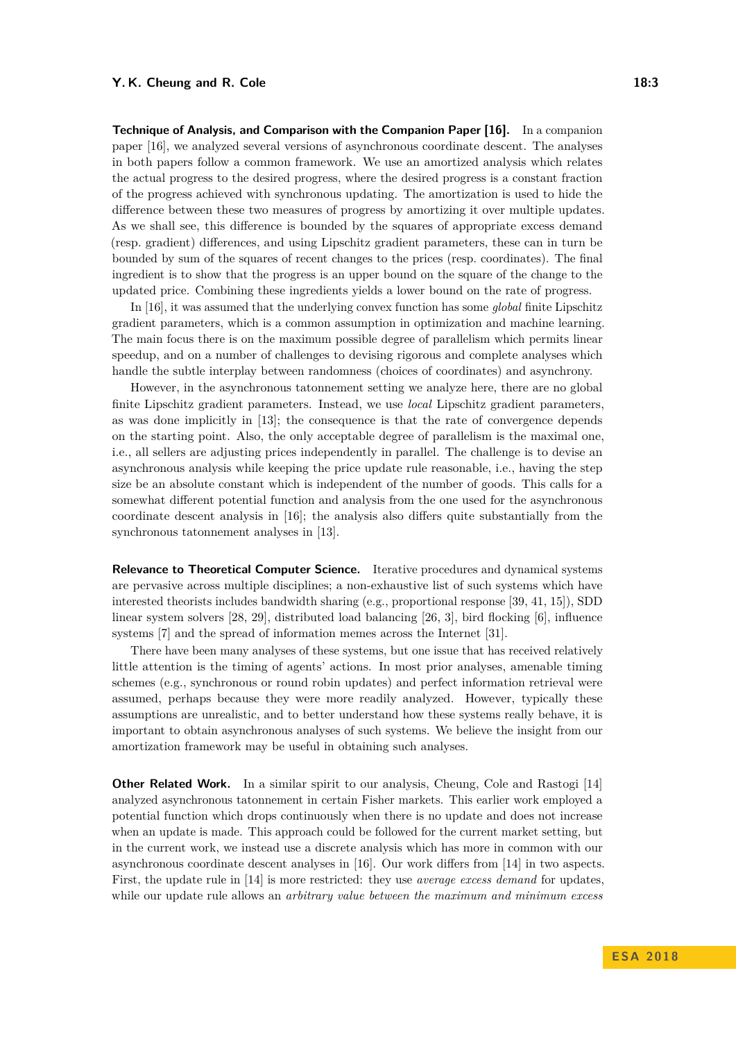**Technique of Analysis, and Comparison with the Companion Paper [16].** In a companion paper [16], we analyzed several versions of asynchronous coordinate descent. The analyses in both papers follow a common framework. We use an amortized analysis which relates the actual progress to the desired progress, where the desired progress is a constant fraction of the progress achieved with synchronous updating. The amortization is used to hide the difference between these two measures of progress by amortizing it over multiple updates. As we shall see, this difference is bounded by the squares of appropriate excess demand (resp. gradient) differences, and using Lipschitz gradient parameters, these can in turn be bounded by sum of the squares of recent changes to the prices (resp. coordinates). The final ingredient is to show that the progress is an upper bound on the square of the change to the updated price. Combining these ingredients yields a lower bound on the rate of progress.

In [16], it was assumed that the underlying convex function has some *global* finite Lipschitz gradient parameters, which is a common assumption in optimization and machine learning. The main focus there is on the maximum possible degree of parallelism which permits linear speedup, and on a number of challenges to devising rigorous and complete analyses which handle the subtle interplay between randomness (choices of coordinates) and asynchrony.

However, in the asynchronous tatonnement setting we analyze here, there are no global finite Lipschitz gradient parameters. Instead, we use *local* Lipschitz gradient parameters, as was done implicitly in [13]; the consequence is that the rate of convergence depends on the starting point. Also, the only acceptable degree of parallelism is the maximal one, i.e., all sellers are adjusting prices independently in parallel. The challenge is to devise an asynchronous analysis while keeping the price update rule reasonable, i.e., having the step size be an absolute constant which is independent of the number of goods. This calls for a somewhat different potential function and analysis from the one used for the asynchronous coordinate descent analysis in [16]; the analysis also differs quite substantially from the synchronous tatonnement analyses in [13].

**Relevance to Theoretical Computer Science.** Iterative procedures and dynamical systems are pervasive across multiple disciplines; a non-exhaustive list of such systems which have interested theorists includes bandwidth sharing (e.g., proportional response [39, 41, 15]), SDD linear system solvers [28, 29], distributed load balancing [26, 3], bird flocking [6], influence systems [7] and the spread of information memes across the Internet [31].

There have been many analyses of these systems, but one issue that has received relatively little attention is the timing of agents' actions. In most prior analyses, amenable timing schemes (e.g., synchronous or round robin updates) and perfect information retrieval were assumed, perhaps because they were more readily analyzed. However, typically these assumptions are unrealistic, and to better understand how these systems really behave, it is important to obtain asynchronous analyses of such systems. We believe the insight from our amortization framework may be useful in obtaining such analyses.

**Other Related Work.** In a similar spirit to our analysis, Cheung, Cole and Rastogi [14] analyzed asynchronous tatonnement in certain Fisher markets. This earlier work employed a potential function which drops continuously when there is no update and does not increase when an update is made. This approach could be followed for the current market setting, but in the current work, we instead use a discrete analysis which has more in common with our asynchronous coordinate descent analyses in [16]. Our work differs from [14] in two aspects. First, the update rule in [14] is more restricted: they use *average excess demand* for updates, while our update rule allows an *arbitrary value between the maximum and minimum excess*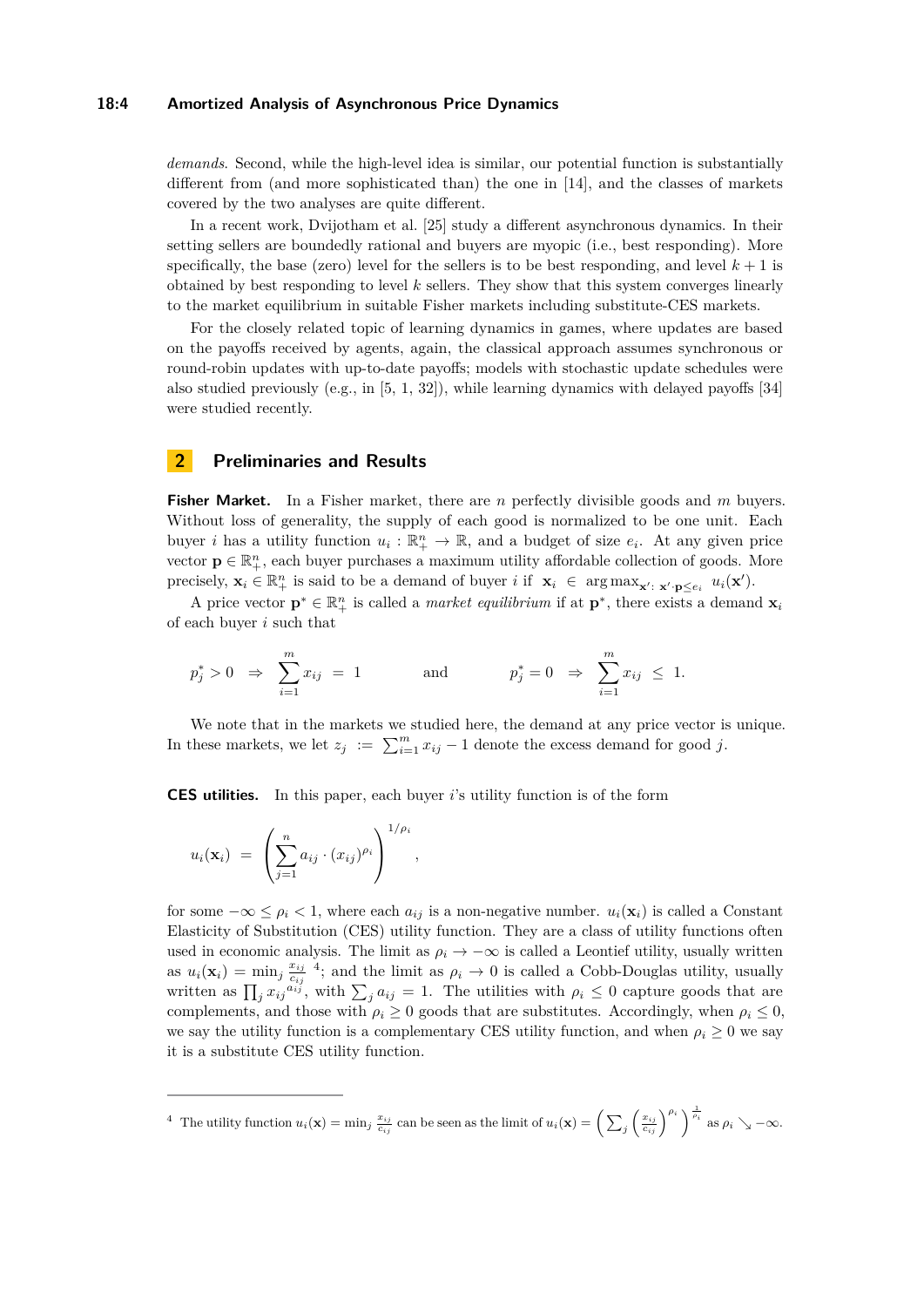*demands*. Second, while the high-level idea is similar, our potential function is substantially different from (and more sophisticated than) the one in [14], and the classes of markets covered by the two analyses are quite different.

In a recent work, Dvijotham et al. [25] study a different asynchronous dynamics. In their setting sellers are boundedly rational and buyers are myopic (i.e., best responding). More specifically, the base (zero) level for the sellers is to be best responding, and level $k+1$ is obtained by best responding to level $k$ sellers. They show that this system converges linearly to the market equilibrium in suitable Fisher markets including substitute-CES markets.

For the closely related topic of learning dynamics in games, where updates are based on the payoffs received by agents, again, the classical approach assumes synchronous or round-robin updates with up-to-date payoffs; models with stochastic update schedules were also studied previously (e.g., in [5, 1, 32]), while learning dynamics with delayed payoffs [34] were studied recently.

## 2 Preliminaries and Results

**Fisher Market.** In a Fisher market, there are $n$ perfectly divisible goods and $m$ buyers. Without loss of generality, the supply of each good is normalized to be one unit. Each buyer $i$ has a utility function $u_i : \mathbb{R}^n_+ \to \mathbb{R}$, and a budget of size $e_i$. At any given price vector $\mathbf{p} \in \mathbb{R}^n_+$, each buyer purchases a maximum utility affordable collection of goods. More precisely, $\mathbf{x}_i \in \mathbb{R}^n_+$ is said to be a demand of buyer $i$ if $\mathbf{x}_i \in \arg\max_{\mathbf{x}' :\, \mathbf{x}' \cdot \mathbf{p} \le e_i} u_i(\mathbf{x}')$.

A price vector $\mathbf{p}^* \in \mathbb{R}^n_+$ is called a *market equilibrium* if at $\mathbf{p}^*$, there exists a demand $\mathbf{x}_i$ of each buyer $i$ such that

$$p^*_j > 0 \;\Rightarrow\; \sum_{i=1}^m x_{ij} \;=\; 1 \qquad\qquad \text{and} \qquad\qquad p^*_j = 0 \;\Rightarrow\; \sum_{i=1}^m x_{ij} \;\le\; 1.$$

We note that in the markets we studied here, the demand at any price vector is unique. In these markets, we let $z_j \;:=\; \sum_{i=1}^m x_{ij} - 1$ denote the excess demand for good $j$.

**CES utilities.** In this paper, each buyer $i$'s utility function is of the form

$$u_i(\mathbf{x}_i) \;=\; \left( \sum_{j=1}^n a_{ij} \cdot (x_{ij})^{\rho_i} \right)^{1/\rho_i},$$

for some $-\infty \le \rho_i < 1$, where each $a_{ij}$ is a non-negative number. $u_i(\mathbf{x}_i)$ is called a Constant Elasticity of Substitution (CES) utility function. They are a class of utility functions often used in economic analysis. The limit as $\rho_i \to -\infty$ is called a Leontief utility, usually written as $u_i(\mathbf{x}_i) = \min_j \frac{x_{ij}}{c_{ij}}$ [4]; and the limit as $\rho_i \to 0$ is called a Cobb-Douglas utility, usually written as $\prod_j {x_{ij}}^{a_{ij}}$, with $\sum_j a_{ij} = 1$. The utilities with $\rho_i \le 0$ capture goods that are complements, and those with $\rho_i \ge 0$ goods that are substitutes. Accordingly, when $\rho_i \le 0$, we say the utility function is a complementary CES utility function, and when $\rho_i \ge 0$ we say it is a substitute CES utility function.

[4] The utility function $u_i(\mathbf{x}) = \min_j \frac{x_{ij}}{c_{ij}}$ can be seen as the limit of $u_i(\mathbf{x}) = \left( \sum_j \left( \frac{x_{ij}}{c_{ij}} \right)^{\rho_i} \right)^{\frac{1}{\rho_i}}$ as $\rho_i \searrow -\infty$.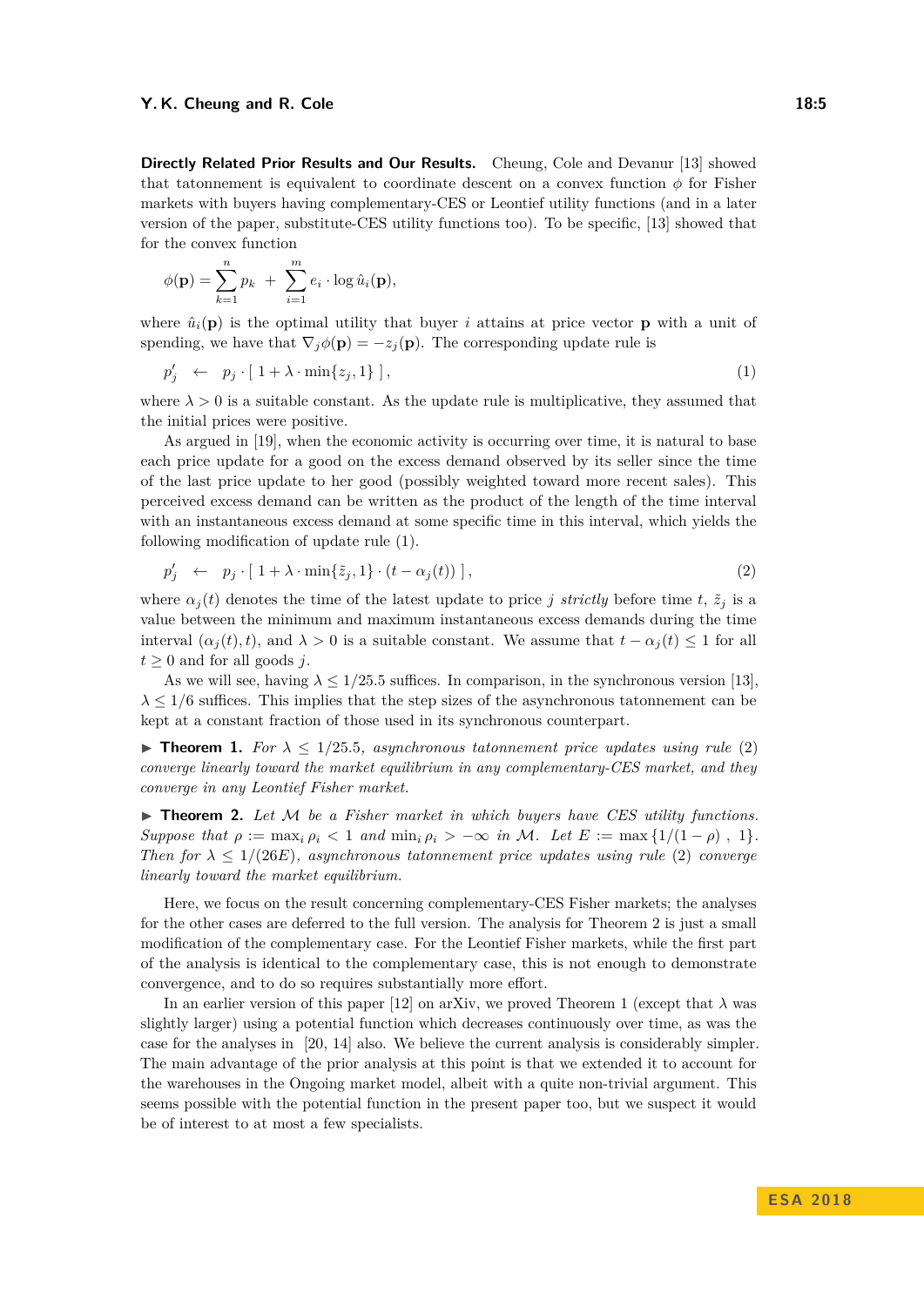**Directly Related Prior Results and Our Results.** Cheung, Cole and Devanur [13] showed that tatonnement is equivalent to coordinate descent on a convex function $\phi$ for Fisher markets with buyers having complementary-CES or Leontief utility functions (and in a later version of the paper, substitute-CES utility functions too). To be specific, [13] showed that for the convex function

$$\phi(\mathbf{p}) = \sum_{k=1}^{n} p_k \; + \; \sum_{i=1}^{m} e_i \cdot \log \hat{u}_i(\mathbf{p}),$$

where $\hat{u}_i(\mathbf{p})$ is the optimal utility that buyer $i$ attains at price vector $\mathbf{p}$ with a unit of spending, we have that $\nabla_j \phi(\mathbf{p}) = -z_j(\mathbf{p})$. The corresponding update rule is

$$p'_j \quad \leftarrow \quad p_j \cdot [\; 1 + \lambda \cdot \min\{z_j, 1\} \;], \tag{1}$$

where $\lambda > 0$ is a suitable constant. As the update rule is multiplicative, they assumed that the initial prices were positive.

As argued in [19], when the economic activity is occurring over time, it is natural to base each price update for a good on the excess demand observed by its seller since the time of the last price update to her good (possibly weighted toward more recent sales). This perceived excess demand can be written as the product of the length of the time interval with an instantaneous excess demand at some specific time in this interval, which yields the following modification of update rule (1).

$$p'_j \quad \leftarrow \quad p_j \cdot [\; 1 + \lambda \cdot \min\{\tilde{z}_j, 1\} \cdot (t - \alpha_j(t)) \;], \tag{2}$$

where $\alpha_j(t)$ denotes the time of the latest update to price $j$ *strictly* before time $t$, $\tilde{z}_j$ is a value between the minimum and maximum instantaneous excess demands during the time interval $(\alpha_j(t), t)$, and $\lambda > 0$ is a suitable constant. We assume that $t - \alpha_j(t) \leq 1$ for all $t \geq 0$ and for all goods $j$.

As we will see, having $\lambda \leq 1/25.5$ suffices. In comparison, in the synchronous version [13], $\lambda \leq 1/6$ suffices. This implies that the step sizes of the asynchronous tatonnement can be kept at a constant fraction of those used in its synchronous counterpart.

▶ **Theorem 1.** *For $\lambda \leq 1/25.5$, asynchronous tatonnement price updates using rule* (2) *converge linearly toward the market equilibrium in any complementary-CES market, and they converge in any Leontief Fisher market.*

▶ **Theorem 2.** *Let $\mathcal{M}$ be a Fisher market in which buyers have CES utility functions. Suppose that $\rho := \max_i \rho_i < 1$ and $\min_i \rho_i > -\infty$ in $\mathcal{M}$. Let $E := \max\{1/(1-\rho)\ ,\ 1\}$. Then for $\lambda \leq 1/(26E)$, asynchronous tatonnement price updates using rule* (2) *converge linearly toward the market equilibrium.*

Here, we focus on the result concerning complementary-CES Fisher markets; the analyses for the other cases are deferred to the full version. The analysis for Theorem 2 is just a small modification of the complementary case. For the Leontief Fisher markets, while the first part of the analysis is identical to the complementary case, this is not enough to demonstrate convergence, and to do so requires substantially more effort.

In an earlier version of this paper [12] on arXiv, we proved Theorem 1 (except that $\lambda$ was slightly larger) using a potential function which decreases continuously over time, as was the case for the analyses in [20, 14] also. We believe the current analysis is considerably simpler. The main advantage of the prior analysis at this point is that we extended it to account for the warehouses in the Ongoing market model, albeit with a quite non-trivial argument. This seems possible with the potential function in the present paper too, but we suspect it would be of interest to at most a few specialists.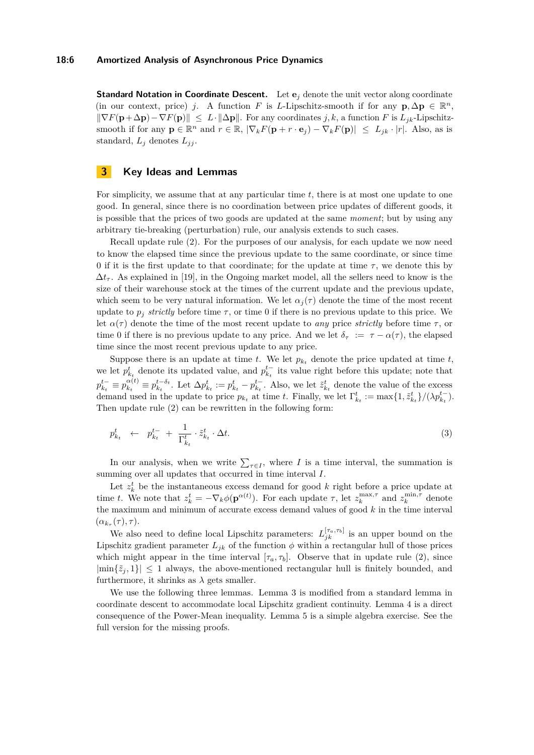**Standard Notation in Coordinate Descent.** Let $\mathbf{e}_j$ denote the unit vector along coordinate (in our context, price) $j$. A function $F$ is $L$-Lipschitz-smooth if for any $\mathbf{p}, \Delta\mathbf{p} \in \mathbb{R}^n$, $\|\nabla F(\mathbf{p}+\Delta\mathbf{p}) - \nabla F(\mathbf{p})\| \leq L \cdot \|\Delta\mathbf{p}\|$. For any coordinates $j, k$, a function $F$ is $L_{jk}$-Lipschitz-smooth if for any $\mathbf{p} \in \mathbb{R}^n$ and $r \in \mathbb{R}$, $|\nabla_k F(\mathbf{p} + r \cdot \mathbf{e}_j) - \nabla_k F(\mathbf{p})| \leq L_{jk} \cdot |r|$. Also, as is standard, $L_j$ denotes $L_{jj}$.

# 3 Key Ideas and Lemmas

For simplicity, we assume that at any particular time $t$, there is at most one update to one good. In general, since there is no coordination between price updates of different goods, it is possible that the prices of two goods are updated at the same *moment*; but by using any arbitrary tie-breaking (perturbation) rule, our analysis extends to such cases.

Recall update rule (2). For the purposes of our analysis, for each update we now need to know the elapsed time since the previous update to the same coordinate, or since time 0 if it is the first update to that coordinate; for the update at time $\tau$, we denote this by $\Delta t_\tau$. As explained in [19], in the Ongoing market model, all the sellers need to know is the size of their warehouse stock at the times of the current update and the previous update, which seem to be very natural information. We let $\alpha_j(\tau)$ denote the time of the most recent update to $p_j$ *strictly* before time $\tau$, or time 0 if there is no previous update to this price. We let $\alpha(\tau)$ denote the time of the most recent update to *any* price *strictly* before time $\tau$, or time 0 if there is no previous update to any price. And we let $\delta_\tau := \tau - \alpha(\tau)$, the elapsed time since the most recent previous update to any price.

Suppose there is an update at time $t$. We let $p_{k_t}$ denote the price updated at time $t$, we let $p_{k_t}^t$ denote its updated value, and $p_{k_t}^{t-}$ its value right before this update; note that $p_{k_t}^{t-} \equiv p_{k_t}^{\alpha(t)} \equiv p_{k_t}^{t-\delta_t}$. Let $\Delta p_{k_t}^t := p_{k_t}^t - p_{k_t}^{t-}$. Also, we let $\tilde{z}_{k_t}^t$ denote the value of the excess demand used in the update to price $p_{k_t}$ at time $t$. Finally, we let $\Gamma_{k_t}^t := \max\{1, \tilde{z}_{k_t}^t\}/(\lambda p_{k_t}^{t-})$. Then update rule (2) can be rewritten in the following form:

$$p_{k_t}^t \quad \leftarrow \quad p_{k_t}^{t-} \; + \; \frac{1}{\Gamma_{k_t}^t} \cdot \tilde{z}_{k_t}^t \cdot \Delta t. \tag{3}$$

In our analysis, when we write $\sum_{\tau \in I}$, where $I$ is a time interval, the summation is summing over all updates that occurred in time interval $I$.

Let $z_k^t$ be the instantaneous excess demand for good $k$ right before a price update at time $t$. We note that $z_k^t = -\nabla_k \phi(\mathbf{p}^{\alpha(t)})$. For each update $\tau$, let $z_k^{\max,\tau}$ and $z_k^{\min,\tau}$ denote the maximum and minimum of accurate excess demand values of good $k$ in the time interval $(\alpha_{k_\tau}(\tau), \tau)$.

We also need to define local Lipschitz parameters: $L_{jk}^{[\tau_a,\tau_b]}$ is an upper bound on the Lipschitz gradient parameter $L_{jk}$ of the function $\phi$ within a rectangular hull of those prices which might appear in the time interval $[\tau_a, \tau_b]$. Observe that in update rule (2), since $|\min\{\tilde{z}_j, 1\}| \leq 1$ always, the above-mentioned rectangular hull is finitely bounded, and furthermore, it shrinks as $\lambda$ gets smaller.

We use the following three lemmas. Lemma 3 is modified from a standard lemma in coordinate descent to accommodate local Lipschitz gradient continuity. Lemma 4 is a direct consequence of the Power-Mean inequality. Lemma 5 is a simple algebra exercise. See the full version for the missing proofs.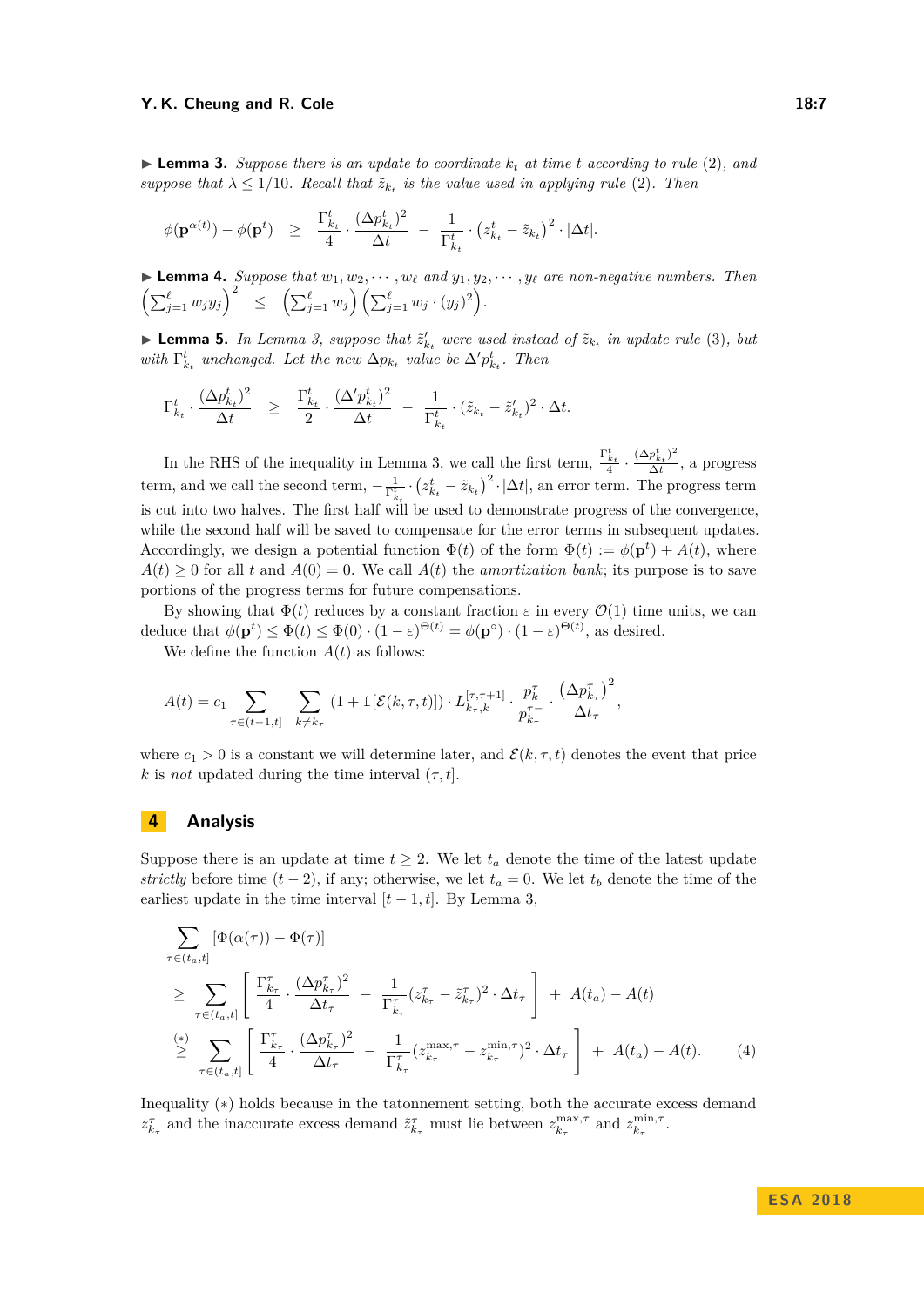▶ **Lemma 3.** *Suppose there is an update to coordinate $k_t$ at time $t$ according to rule (2), and suppose that $\lambda \leq 1/10$. Recall that $\tilde{z}_{k_t}$ is the value used in applying rule (2). Then*

$$\phi(\mathbf{p}^{\alpha(t)}) - \phi(\mathbf{p}^t) \quad \geq \quad \frac{\Gamma^t_{k_t}}{4} \cdot \frac{(\Delta p^t_{k_t})^2}{\Delta t} \; - \; \frac{1}{\Gamma^t_{k_t}} \cdot \left(z^t_{k_t} - \tilde{z}_{k_t}\right)^2 \cdot |\Delta t|.$$

▶ **Lemma 4.** *Suppose that $w_1, w_2, \cdots, w_\ell$ and $y_1, y_2, \cdots, y_\ell$ are non-negative numbers. Then $\left(\sum_{j=1}^\ell w_j y_j\right)^2 \leq \left(\sum_{j=1}^\ell w_j\right)\left(\sum_{j=1}^\ell w_j \cdot (y_j)^2\right)$.*

▶ **Lemma 5.** *In Lemma 3, suppose that $\tilde{z}'_{k_t}$ were used instead of $\tilde{z}_{k_t}$ in update rule (3), but with $\Gamma^t_{k_t}$ unchanged. Let the new $\Delta p_{k_t}$ value be $\Delta' p^t_{k_t}$. Then*

$$\Gamma^t_{k_t} \cdot \frac{(\Delta p^t_{k_t})^2}{\Delta t} \quad \geq \quad \frac{\Gamma^t_{k_t}}{2} \cdot \frac{(\Delta' p^t_{k_t})^2}{\Delta t} \; - \; \frac{1}{\Gamma^t_{k_t}} \cdot (\tilde{z}_{k_t} - \tilde{z}'_{k_t})^2 \cdot \Delta t.$$

In the RHS of the inequality in Lemma 3, we call the first term, $\frac{\Gamma^t_{k_t}}{4} \cdot \frac{(\Delta p^t_{k_t})^2}{\Delta t}$, a progress term, and we call the second term, $-\frac{1}{\Gamma^t_{k_t}} \cdot \left(z^t_{k_t} - \tilde{z}_{k_t}\right)^2 \cdot |\Delta t|$, an error term. The progress term is cut into two halves. The first half will be used to demonstrate progress of the convergence, while the second half will be saved to compensate for the error terms in subsequent updates. Accordingly, we design a potential function $\Phi(t)$ of the form $\Phi(t) := \phi(\mathbf{p}^t) + A(t)$, where $A(t) \geq 0$ for all $t$ and $A(0) = 0$. We call $A(t)$ the *amortization bank*; its purpose is to save portions of the progress terms for future compensations.

By showing that $\Phi(t)$ reduces by a constant fraction $\varepsilon$ in every $\mathcal{O}(1)$ time units, we can deduce that $\phi(\mathbf{p}^t) \leq \Phi(t) \leq \Phi(0) \cdot (1-\varepsilon)^{\Theta(t)} = \phi(\mathbf{p}^\circ) \cdot (1-\varepsilon)^{\Theta(t)}$, as desired.

We define the function $A(t)$ as follows:

$$A(t) = c_1 \sum_{\tau \in (t-1,t]} \; \sum_{k \neq k_\tau} \left(1 + \mathbb{1}[\mathcal{E}(k,\tau,t)]\right) \cdot L^{[\tau,\tau+1]}_{k_\tau,k} \cdot \frac{p^\tau_k}{p^{\tau-}_{k_\tau}} \cdot \frac{\left(\Delta p^\tau_{k_\tau}\right)^2}{\Delta t_\tau},$$

where $c_1 > 0$ is a constant we will determine later, and $\mathcal{E}(k,\tau,t)$ denotes the event that price $k$ is *not* updated during the time interval $(\tau, t]$.

## 4 Analysis

Suppose there is an update at time $t \geq 2$. We let $t_a$ denote the time of the latest update *strictly* before time $(t-2)$, if any; otherwise, we let $t_a = 0$. We let $t_b$ denote the time of the earliest update in the time interval $[t-1, t]$. By Lemma 3,

$$\begin{aligned}
&\sum_{\tau \in (t_a,t]} \left[\Phi(\alpha(\tau)) - \Phi(\tau)\right] \\
&\geq \sum_{\tau \in (t_a,t]} \left[ \frac{\Gamma^\tau_{k_\tau}}{4} \cdot \frac{(\Delta p^\tau_{k_\tau})^2}{\Delta t_\tau} - \frac{1}{\Gamma^\tau_{k_\tau}} (z^\tau_{k_\tau} - \tilde{z}^\tau_{k_\tau})^2 \cdot \Delta t_\tau \right] + A(t_a) - A(t) \\
&\overset{(*)}{\geq} \sum_{\tau \in (t_a,t]} \left[ \frac{\Gamma^\tau_{k_\tau}}{4} \cdot \frac{(\Delta p^\tau_{k_\tau})^2}{\Delta t_\tau} - \frac{1}{\Gamma^\tau_{k_\tau}} (z^{\max,\tau}_{k_\tau} - z^{\min,\tau}_{k_\tau})^2 \cdot \Delta t_\tau \right] + A(t_a) - A(t). \qquad (4)
\end{aligned}$$

Inequality $(*)$ holds because in the tatonnement setting, both the accurate excess demand $z^\tau_{k_\tau}$ and the inaccurate excess demand $\tilde{z}^\tau_{k_\tau}$ must lie between $z^{\max,\tau}_{k_\tau}$ and $z^{\min,\tau}_{k_\tau}$.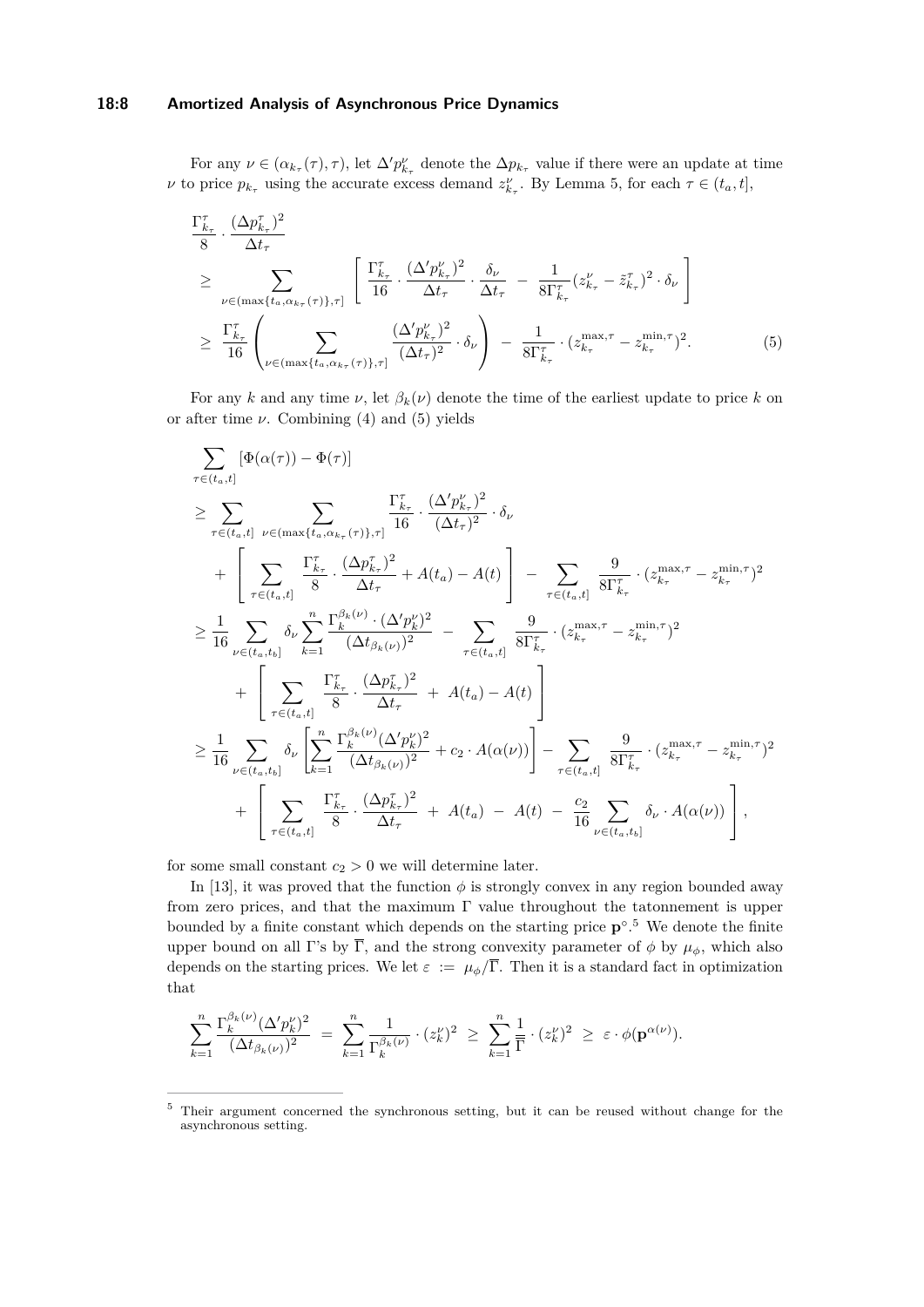For any $\nu \in (\alpha_{k_\tau}(\tau), \tau)$, let $\Delta' p^{\nu}_{k_\tau}$ denote the $\Delta p_{k_\tau}$ value if there were an update at time $\nu$ to price $p_{k_\tau}$ using the accurate excess demand $z^{\nu}_{k_\tau}$. By Lemma 5, for each $\tau \in (t_a, t]$,

$$
\begin{aligned}
&\frac{\Gamma^{\tau}_{k_\tau}}{8} \cdot \frac{(\Delta p^{\tau}_{k_\tau})^2}{\Delta t_\tau} \\
&\geq \sum_{\nu \in (\max\{t_a, \alpha_{k_\tau}(\tau)\}, \tau]} \left[ \frac{\Gamma^{\tau}_{k_\tau}}{16} \cdot \frac{(\Delta' p^{\nu}_{k_\tau})^2}{\Delta t_\tau} \cdot \frac{\delta_\nu}{\Delta t_\tau} - \frac{1}{8\Gamma^{\tau}_{k_\tau}} (z^{\nu}_{k_\tau} - \tilde{z}^{\tau}_{k_\tau})^2 \cdot \delta_\nu \right] \\
&\geq \frac{\Gamma^{\tau}_{k_\tau}}{16} \left( \sum_{\nu \in (\max\{t_a, \alpha_{k_\tau}(\tau)\}, \tau]} \frac{(\Delta' p^{\nu}_{k_\tau})^2}{(\Delta t_\tau)^2} \cdot \delta_\nu \right) - \frac{1}{8\Gamma^{\tau}_{k_\tau}} \cdot (z^{\max,\tau}_{k_\tau} - z^{\min,\tau}_{k_\tau})^2.
\end{aligned}
\tag{5}
$$

For any $k$ and any time $\nu$, let $\beta_k(\nu)$ denote the time of the earliest update to price $k$ on or after time $\nu$. Combining (4) and (5) yields

$$
\begin{aligned}
&\sum_{\tau \in (t_a, t]} [\Phi(\alpha(\tau)) - \Phi(\tau)] \\
&\geq \sum_{\tau \in (t_a, t]} \sum_{\nu \in (\max\{t_a, \alpha_{k_\tau}(\tau)\}, \tau]} \frac{\Gamma^{\tau}_{k_\tau}}{16} \cdot \frac{(\Delta' p^{\nu}_{k_\tau})^2}{(\Delta t_\tau)^2} \cdot \delta_\nu \\
&\quad + \left[ \sum_{\tau \in (t_a, t]} \frac{\Gamma^{\tau}_{k_\tau}}{8} \cdot \frac{(\Delta p^{\tau}_{k_\tau})^2}{\Delta t_\tau} + A(t_a) - A(t) \right] - \sum_{\tau \in (t_a, t]} \frac{9}{8\Gamma^{\tau}_{k_\tau}} \cdot (z^{\max,\tau}_{k_\tau} - z^{\min,\tau}_{k_\tau})^2 \\
&\geq \frac{1}{16} \sum_{\nu \in (t_a, t_b]} \delta_\nu \sum_{k=1}^{n} \frac{\Gamma^{\beta_k(\nu)}_{k} \cdot (\Delta' p^{\nu}_{k})^2}{(\Delta t_{\beta_k(\nu)})^2} - \sum_{\tau \in (t_a, t]} \frac{9}{8\Gamma^{\tau}_{k_\tau}} \cdot (z^{\max,\tau}_{k_\tau} - z^{\min,\tau}_{k_\tau})^2 \\
&\quad + \left[ \sum_{\tau \in (t_a, t]} \frac{\Gamma^{\tau}_{k_\tau}}{8} \cdot \frac{(\Delta p^{\tau}_{k_\tau})^2}{\Delta t_\tau} + A(t_a) - A(t) \right] \\
&\geq \frac{1}{16} \sum_{\nu \in (t_a, t_b]} \delta_\nu \left[ \sum_{k=1}^{n} \frac{\Gamma^{\beta_k(\nu)}_{k} (\Delta' p^{\nu}_{k})^2}{(\Delta t_{\beta_k(\nu)})^2} + c_2 \cdot A(\alpha(\nu)) \right] - \sum_{\tau \in (t_a, t]} \frac{9}{8\Gamma^{\tau}_{k_\tau}} \cdot (z^{\max,\tau}_{k_\tau} - z^{\min,\tau}_{k_\tau})^2 \\
&\quad + \left[ \sum_{\tau \in (t_a, t]} \frac{\Gamma^{\tau}_{k_\tau}}{8} \cdot \frac{(\Delta p^{\tau}_{k_\tau})^2}{\Delta t_\tau} + A(t_a) - A(t) - \frac{c_2}{16} \sum_{\nu \in (t_a, t_b]} \delta_\nu \cdot A(\alpha(\nu)) \right],
\end{aligned}
$$

for some small constant $c_2 > 0$ we will determine later.

In [13], it was proved that the function $\phi$ is strongly convex in any region bounded away from zero prices, and that the maximum $\Gamma$ value throughout the tatonnement is upper bounded by a finite constant which depends on the starting price $\mathbf{p}^{\circ}$.[5] We denote the finite upper bound on all $\Gamma$'s by $\overline{\Gamma}$, and the strong convexity parameter of $\phi$ by $\mu_\phi$, which also depends on the starting prices. We let $\varepsilon := \mu_\phi / \overline{\Gamma}$. Then it is a standard fact in optimization that

$$
\sum_{k=1}^{n} \frac{\Gamma^{\beta_k(\nu)}_{k} (\Delta' p^{\nu}_{k})^2}{(\Delta t_{\beta_k(\nu)})^2} = \sum_{k=1}^{n} \frac{1}{\Gamma^{\beta_k(\nu)}_{k}} \cdot (z^{\nu}_{k})^2 \geq \sum_{k=1}^{n} \frac{1}{\overline{\Gamma}} \cdot (z^{\nu}_{k})^2 \geq \varepsilon \cdot \phi(\mathbf{p}^{\alpha(\nu)}).
$$

[5] Their argument concerned the synchronous setting, but it can be reused without change for the asynchronous setting.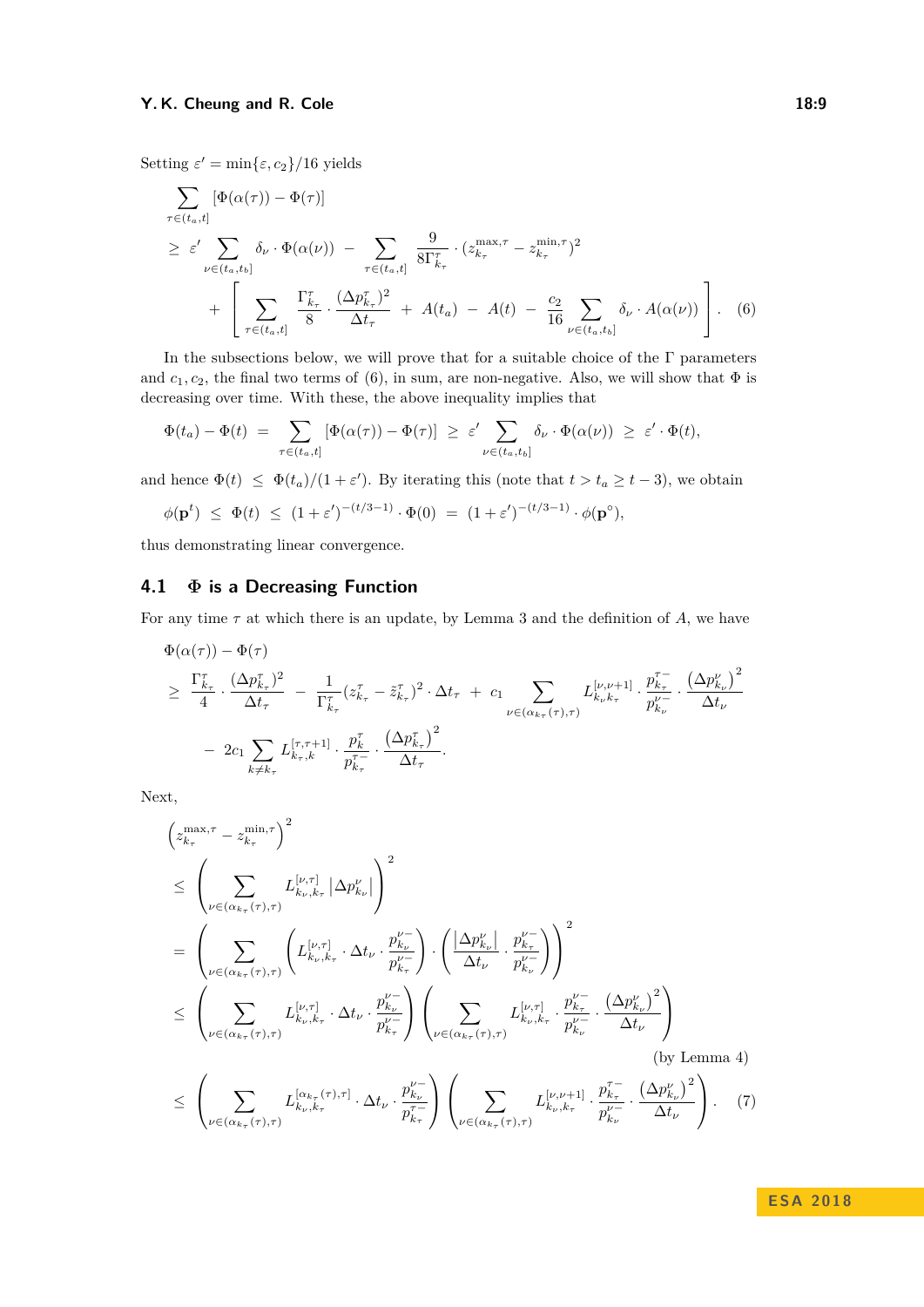Setting $\varepsilon' = \min\{\varepsilon, c_2\}/16$ yields

$$
\begin{aligned}
&\sum_{\tau \in (t_a, t]} [\Phi(\alpha(\tau)) - \Phi(\tau)] \\
&\geq \varepsilon' \sum_{\nu \in (t_a, t_b]} \delta_\nu \cdot \Phi(\alpha(\nu)) \;-\; \sum_{\tau \in (t_a, t]} \frac{9}{8\Gamma^\tau_{k_\tau}} \cdot (z^{\max,\tau}_{k_\tau} - z^{\min,\tau}_{k_\tau})^2 \\
&\quad + \left[ \sum_{\tau \in (t_a, t]} \frac{\Gamma^\tau_{k_\tau}}{8} \cdot \frac{(\Delta p^\tau_{k_\tau})^2}{\Delta t_\tau} \;+\; A(t_a) \;-\; A(t) \;-\; \frac{c_2}{16} \sum_{\nu \in (t_a, t_b]} \delta_\nu \cdot A(\alpha(\nu)) \right]. \qquad (6)
\end{aligned}
$$

In the subsections below, we will prove that for a suitable choice of the $\Gamma$ parameters and $c_1, c_2$, the final two terms of (6), in sum, are non-negative. Also, we will show that $\Phi$ is decreasing over time. With these, the above inequality implies that

$$
\Phi(t_a) - \Phi(t) \;=\; \sum_{\tau \in (t_a, t]} [\Phi(\alpha(\tau)) - \Phi(\tau)] \;\geq\; \varepsilon' \sum_{\nu \in (t_a, t_b]} \delta_\nu \cdot \Phi(\alpha(\nu)) \;\geq\; \varepsilon' \cdot \Phi(t),
$$

and hence $\Phi(t) \;\leq\; \Phi(t_a)/(1+\varepsilon')$. By iterating this (note that $t > t_a \geq t-3$), we obtain

$$
\phi(\mathbf{p}^t) \;\leq\; \Phi(t) \;\leq\; (1+\varepsilon')^{-(t/3-1)} \cdot \Phi(0) \;=\; (1+\varepsilon')^{-(t/3-1)} \cdot \phi(\mathbf{p}^\circ),
$$

thus demonstrating linear convergence.

## 4.1 $\Phi$ is a Decreasing Function

For any time $\tau$ at which there is an update, by Lemma 3 and the definition of $A$, we have

$$
\begin{aligned}
&\Phi(\alpha(\tau)) - \Phi(\tau) \\
&\geq \frac{\Gamma^\tau_{k_\tau}}{4} \cdot \frac{(\Delta p^\tau_{k_\tau})^2}{\Delta t_\tau} \;-\; \frac{1}{\Gamma^\tau_{k_\tau}} (z^\tau_{k_\tau} - \tilde{z}^\tau_{k_\tau})^2 \cdot \Delta t_\tau \;+\; c_1 \sum_{\nu \in (\alpha_{k_\tau}(\tau), \tau)} L^{[\nu,\nu+1]}_{k_\nu k_\tau} \cdot \frac{p^{\tau-}_{k_\tau}}{p^{\nu-}_{k_\nu}} \cdot \frac{\left(\Delta p^\nu_{k_\nu}\right)^2}{\Delta t_\nu} \\
&\quad - \; 2c_1 \sum_{k \neq k_\tau} L^{[\tau,\tau+1]}_{k_\tau, k} \cdot \frac{p^\tau_k}{p^{\tau-}_{k_\tau}} \cdot \frac{\left(\Delta p^\tau_{k_\tau}\right)^2}{\Delta t_\tau}.
\end{aligned}
$$

Next,

$$
\begin{aligned}
&\left(z^{\max,\tau}_{k_\tau} - z^{\min,\tau}_{k_\tau}\right)^2 \\
&\leq \left( \sum_{\nu \in (\alpha_{k_\tau}(\tau), \tau)} L^{[\nu,\tau]}_{k_\nu, k_\tau} \left|\Delta p^\nu_{k_\nu}\right| \right)^2 \\
&= \left( \sum_{\nu \in (\alpha_{k_\tau}(\tau), \tau)} \left( L^{[\nu,\tau]}_{k_\nu, k_\tau} \cdot \Delta t_\nu \cdot \frac{p^{\nu-}_{k_\nu}}{p^{\nu-}_{k_\tau}} \right) \cdot \left( \frac{\left|\Delta p^\nu_{k_\nu}\right|}{\Delta t_\nu} \cdot \frac{p^{\nu-}_{k_\tau}}{p^{\nu-}_{k_\nu}} \right) \right)^2 \\
&\leq \left( \sum_{\nu \in (\alpha_{k_\tau}(\tau), \tau)} L^{[\nu,\tau]}_{k_\nu, k_\tau} \cdot \Delta t_\nu \cdot \frac{p^{\nu-}_{k_\nu}}{p^{\nu-}_{k_\tau}} \right) \left( \sum_{\nu \in (\alpha_{k_\tau}(\tau), \tau)} L^{[\nu,\tau]}_{k_\nu, k_\tau} \cdot \frac{p^{\nu-}_{k_\tau}}{p^{\nu-}_{k_\nu}} \cdot \frac{\left(\Delta p^\nu_{k_\nu}\right)^2}{\Delta t_\nu} \right) \\
&\hspace{28em} \text{(by Lemma 4)} \\
&\leq \left( \sum_{\nu \in (\alpha_{k_\tau}(\tau), \tau)} L^{[\alpha_{k_\tau}(\tau),\tau]}_{k_\nu, k_\tau} \cdot \Delta t_\nu \cdot \frac{p^{\nu-}_{k_\nu}}{p^{\tau-}_{k_\tau}} \right) \left( \sum_{\nu \in (\alpha_{k_\tau}(\tau), \tau)} L^{[\nu,\nu+1]}_{k_\nu, k_\tau} \cdot \frac{p^{\tau-}_{k_\tau}}{p^{\nu-}_{k_\nu}} \cdot \frac{\left(\Delta p^\nu_{k_\nu}\right)^2}{\Delta t_\nu} \right). \qquad (7)
\end{aligned}
$$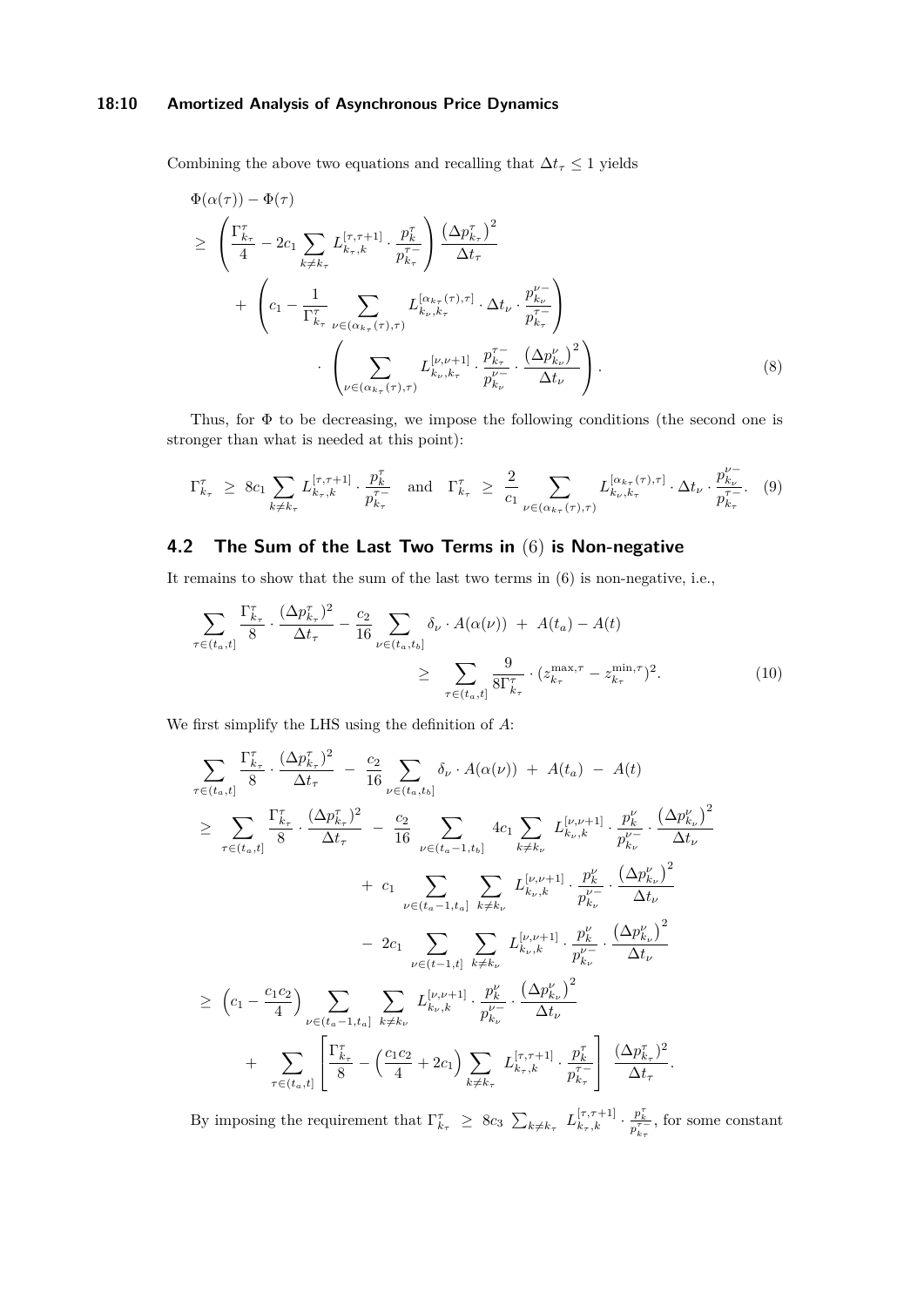Combining the above two equations and recalling that $\Delta t_\tau \leq 1$ yields

$$
\begin{aligned}
&\Phi(\alpha(\tau)) - \Phi(\tau) \\
&\geq \left( \frac{\Gamma^\tau_{k_\tau}}{4} - 2c_1 \sum_{k \neq k_\tau} L^{[\tau,\tau+1]}_{k_\tau,k} \cdot \frac{p^\tau_k}{p^{\tau-}_{k_\tau}} \right) \frac{\left(\Delta p^\tau_{k_\tau}\right)^2}{\Delta t_\tau} \\
&\quad + \left( c_1 - \frac{1}{\Gamma^\tau_{k_\tau}} \sum_{\nu \in (\alpha_{k_\tau}(\tau),\tau)} L^{[\alpha_{k_\tau}(\tau),\tau]}_{k_\nu,k_\tau} \cdot \Delta t_\nu \cdot \frac{p^{\nu-}_{k_\nu}}{p^{\tau-}_{k_\tau}} \right) \\
&\qquad \cdot \left( \sum_{\nu \in (\alpha_{k_\tau}(\tau),\tau)} L^{[\nu,\nu+1]}_{k_\nu,k_\tau} \cdot \frac{p^{\tau-}_{k_\tau}}{p^{\nu-}_{k_\nu}} \cdot \frac{\left(\Delta p^\nu_{k_\nu}\right)^2}{\Delta t_\nu} \right). \qquad (8)
\end{aligned}
$$

Thus, for $\Phi$ to be decreasing, we impose the following conditions (the second one is stronger than what is needed at this point):

$$
\Gamma^\tau_{k_\tau} \;\geq\; 8c_1 \sum_{k \neq k_\tau} L^{[\tau,\tau+1]}_{k_\tau,k} \cdot \frac{p^\tau_k}{p^{\tau-}_{k_\tau}} \quad \text{and} \quad \Gamma^\tau_{k_\tau} \;\geq\; \frac{2}{c_1} \sum_{\nu \in (\alpha_{k_\tau}(\tau),\tau)} L^{[\alpha_{k_\tau}(\tau),\tau]}_{k_\nu,k_\tau} \cdot \Delta t_\nu \cdot \frac{p^{\nu-}_{k_\nu}}{p^{\tau-}_{k_\tau}}. \quad (9)
$$

## 4.2 The Sum of the Last Two Terms in (6) is Non-negative

It remains to show that the sum of the last two terms in (6) is non-negative, i.e.,

$$
\begin{aligned}
\sum_{\tau \in (t_a,t]} \frac{\Gamma^\tau_{k_\tau}}{8} \cdot \frac{(\Delta p^\tau_{k_\tau})^2}{\Delta t_\tau} - \frac{c_2}{16} \sum_{\nu \in (t_a,t_b]} \delta_\nu \cdot A(\alpha(\nu)) \;+\; A(t_a) - A(t) \\
\geq \sum_{\tau \in (t_a,t]} \frac{9}{8\Gamma^\tau_{k_\tau}} \cdot (z^{\max,\tau}_{k_\tau} - z^{\min,\tau}_{k_\tau})^2. \qquad (10)
\end{aligned}
$$

We first simplify the LHS using the definition of $A$:

$$
\begin{aligned}
&\sum_{\tau \in (t_a,t]} \frac{\Gamma^\tau_{k_\tau}}{8} \cdot \frac{(\Delta p^\tau_{k_\tau})^2}{\Delta t_\tau} \;-\; \frac{c_2}{16} \sum_{\nu \in (t_a,t_b]} \delta_\nu \cdot A(\alpha(\nu)) \;+\; A(t_a) \;-\; A(t) \\
&\geq \sum_{\tau \in (t_a,t]} \frac{\Gamma^\tau_{k_\tau}}{8} \cdot \frac{(\Delta p^\tau_{k_\tau})^2}{\Delta t_\tau} \;-\; \frac{c_2}{16} \sum_{\nu \in (t_a-1,t_b]} 4c_1 \sum_{k \neq k_\nu} L^{[\nu,\nu+1]}_{k_\nu,k} \cdot \frac{p^\nu_k}{p^{\nu-}_{k_\nu}} \cdot \frac{\left(\Delta p^\nu_{k_\nu}\right)^2}{\Delta t_\nu} \\
&\qquad + \; c_1 \sum_{\nu \in (t_a-1,t_a]} \sum_{k \neq k_\nu} L^{[\nu,\nu+1]}_{k_\nu,k} \cdot \frac{p^\nu_k}{p^{\nu-}_{k_\nu}} \cdot \frac{\left(\Delta p^\nu_{k_\nu}\right)^2}{\Delta t_\nu} \\
&\qquad - \; 2c_1 \sum_{\nu \in (t-1,t]} \sum_{k \neq k_\nu} L^{[\nu,\nu+1]}_{k_\nu,k} \cdot \frac{p^\nu_k}{p^{\nu-}_{k_\nu}} \cdot \frac{\left(\Delta p^\nu_{k_\nu}\right)^2}{\Delta t_\nu} \\
&\geq \left(c_1 - \frac{c_1 c_2}{4}\right) \sum_{\nu \in (t_a-1,t_a]} \sum_{k \neq k_\nu} L^{[\nu,\nu+1]}_{k_\nu,k} \cdot \frac{p^\nu_k}{p^{\nu-}_{k_\nu}} \cdot \frac{\left(\Delta p^\nu_{k_\nu}\right)^2}{\Delta t_\nu} \\
&\qquad + \sum_{\tau \in (t_a,t]} \left[ \frac{\Gamma^\tau_{k_\tau}}{8} - \left(\frac{c_1 c_2}{4} + 2c_1\right) \sum_{k \neq k_\tau} L^{[\tau,\tau+1]}_{k_\tau,k} \cdot \frac{p^\tau_k}{p^{\tau-}_{k_\tau}} \right] \frac{(\Delta p^\tau_{k_\tau})^2}{\Delta t_\tau}.
\end{aligned}
$$

By imposing the requirement that $\Gamma^\tau_{k_\tau} \;\geq\; 8c_3 \sum_{k \neq k_\tau} L^{[\tau,\tau+1]}_{k_\tau,k} \cdot \frac{p^\tau_k}{p^{\tau-}_{k_\tau}}$, for some constant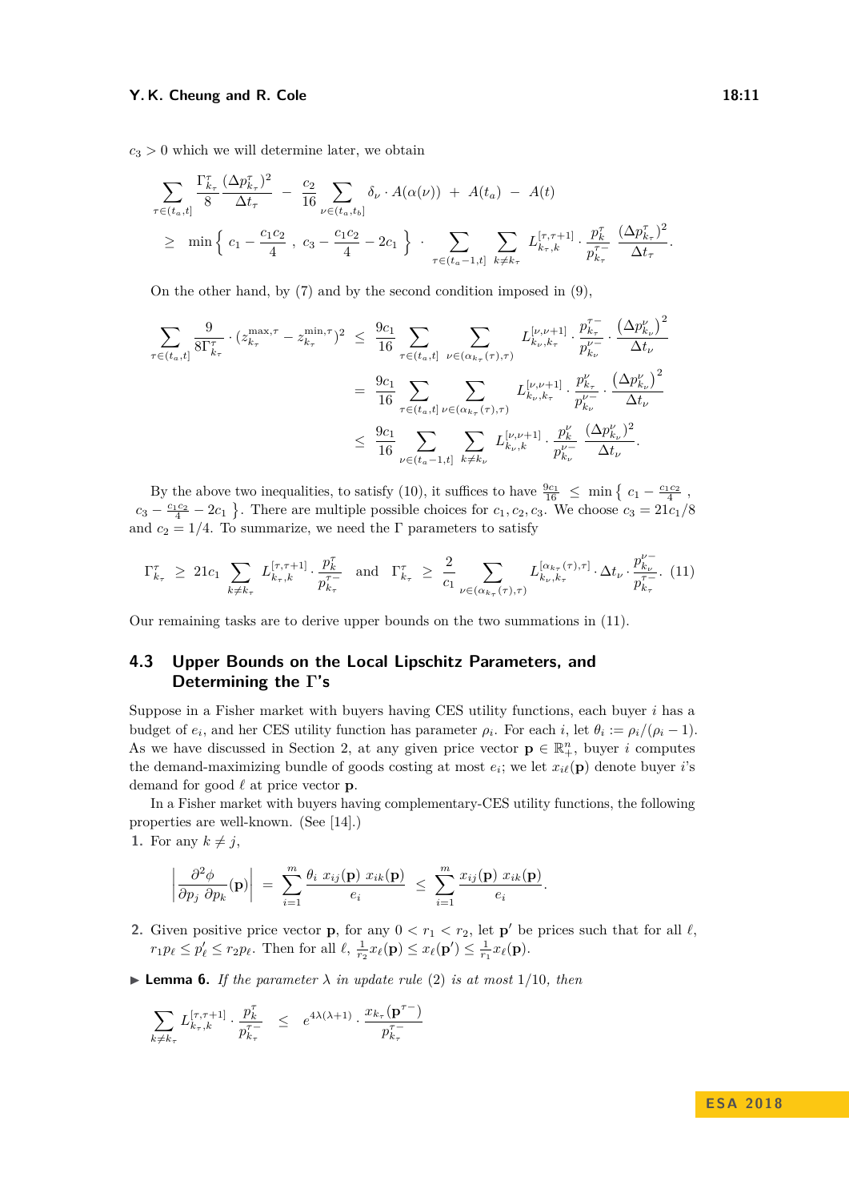$c_3 > 0$ which we will determine later, we obtain

$$
\sum_{\tau \in (t_a, t]} \frac{\Gamma_{k_\tau}^\tau}{8} \frac{(\Delta p_{k_\tau}^\tau)^2}{\Delta t_\tau} \; - \; \frac{c_2}{16} \sum_{\nu \in (t_a, t_b]} \delta_\nu \cdot A(\alpha(\nu)) \; + \; A(t_a) \; - \; A(t)
$$

$$
\geq \; \min \left\{ \; c_1 - \frac{c_1 c_2}{4} \; , \; c_3 - \frac{c_1 c_2}{4} - 2c_1 \; \right\} \; \cdot \sum_{\tau \in (t_a - 1, t]} \; \sum_{k \neq k_\tau} L_{k_\tau, k}^{[\tau, \tau+1]} \cdot \frac{p_k^\tau}{p_{k_\tau}^{\tau-}} \; \frac{(\Delta p_{k_\tau}^\tau)^2}{\Delta t_\tau}.
$$

On the other hand, by (7) and by the second condition imposed in (9),

$$
\begin{aligned}
\sum_{\tau \in (t_a, t]} \frac{9}{8 \Gamma_{k_\tau}^\tau} \cdot (z_{k_\tau}^{\max, \tau} - z_{k_\tau}^{\min, \tau})^2 \; &\leq \; \frac{9c_1}{16} \sum_{\tau \in (t_a, t]} \; \sum_{\nu \in (\alpha_{k_\tau}(\tau), \tau)} L_{k_\nu, k_\tau}^{[\nu, \nu+1]} \cdot \frac{p_{k_\tau}^{\tau-}}{p_{k_\nu}^{\nu-}} \cdot \frac{\left(\Delta p_{k_\nu}^\nu\right)^2}{\Delta t_\nu} \\
&= \; \frac{9c_1}{16} \sum_{\tau \in (t_a, t]} \; \sum_{\nu \in (\alpha_{k_\tau}(\tau), \tau)} L_{k_\nu, k_\tau}^{[\nu, \nu+1]} \cdot \frac{p_{k_\tau}^{\nu}}{p_{k_\nu}^{\nu-}} \cdot \frac{\left(\Delta p_{k_\nu}^\nu\right)^2}{\Delta t_\nu} \\
&\leq \; \frac{9c_1}{16} \sum_{\nu \in (t_a - 1, t]} \; \sum_{k \neq k_\nu} L_{k_\nu, k}^{[\nu, \nu+1]} \cdot \frac{p_k^\nu}{p_{k_\nu}^{\nu-}} \; \frac{(\Delta p_{k_\nu}^\nu)^2}{\Delta t_\nu}.
\end{aligned}
$$

By the above two inequalities, to satisfy (10), it suffices to have $\frac{9c_1}{16} \leq \min \left\{ c_1 - \frac{c_1 c_2}{4} \, , \, c_3 - \frac{c_1 c_2}{4} - 2c_1 \right\}$. There are multiple possible choices for $c_1, c_2, c_3$. We choose $c_3 = 21c_1/8$ and $c_2 = 1/4$. To summarize, we need the $\Gamma$ parameters to satisfy

$$
\Gamma_{k_\tau}^\tau \; \geq \; 21 c_1 \sum_{k \neq k_\tau} L_{k_\tau, k}^{[\tau, \tau+1]} \cdot \frac{p_k^\tau}{p_{k_\tau}^{\tau-}} \quad \text{and} \quad \Gamma_{k_\tau}^\tau \; \geq \; \frac{2}{c_1} \sum_{\nu \in (\alpha_{k_\tau}(\tau), \tau)} L_{k_\nu, k_\tau}^{[\alpha_{k_\tau}(\tau), \tau]} \cdot \Delta t_\nu \cdot \frac{p_{k_\nu}^{\nu-}}{p_{k_\tau}^{\tau-}}. \quad (11)
$$

Our remaining tasks are to derive upper bounds on the two summations in (11).

## 4.3 Upper Bounds on the Local Lipschitz Parameters, and Determining the $\Gamma$'s

Suppose in a Fisher market with buyers having CES utility functions, each buyer $i$ has a budget of $e_i$, and her CES utility function has parameter $\rho_i$. For each $i$, let $\theta_i := \rho_i / (\rho_i - 1)$. As we have discussed in Section 2, at any given price vector $\mathbf{p} \in \mathbb{R}_+^n$, buyer $i$ computes the demand-maximizing bundle of goods costing at most $e_i$; we let $x_{i\ell}(\mathbf{p})$ denote buyer $i$'s demand for good $\ell$ at price vector $\mathbf{p}$.

In a Fisher market with buyers having complementary-CES utility functions, the following properties are well-known. (See [14].)

1. For any $k \neq j$,

$$
\left| \frac{\partial^2 \phi}{\partial p_j \, \partial p_k}(\mathbf{p}) \right| \; = \; \sum_{i=1}^m \frac{\theta_i \; x_{ij}(\mathbf{p}) \; x_{ik}(\mathbf{p})}{e_i} \; \leq \; \sum_{i=1}^m \frac{x_{ij}(\mathbf{p}) \; x_{ik}(\mathbf{p})}{e_i}.
$$

2. Given positive price vector $\mathbf{p}$, for any $0 < r_1 < r_2$, let $\mathbf{p}'$ be prices such that for all $\ell$, $r_1 p_\ell \leq p'_\ell \leq r_2 p_\ell$. Then for all $\ell$, $\frac{1}{r_2} x_\ell(\mathbf{p}) \leq x_\ell(\mathbf{p}') \leq \frac{1}{r_1} x_\ell(\mathbf{p})$.

**Lemma 6.** *If the parameter $\lambda$ in update rule (2) is at most $1/10$, then*

$$
\sum_{k \neq k_\tau} L_{k_\tau, k}^{[\tau, \tau+1]} \cdot \frac{p_k^\tau}{p_{k_\tau}^{\tau-}} \quad \leq \quad e^{4\lambda(\lambda+1)} \cdot \frac{x_{k_\tau}(\mathbf{p}^{\tau-})}{p_{k_\tau}^{\tau-}}
$$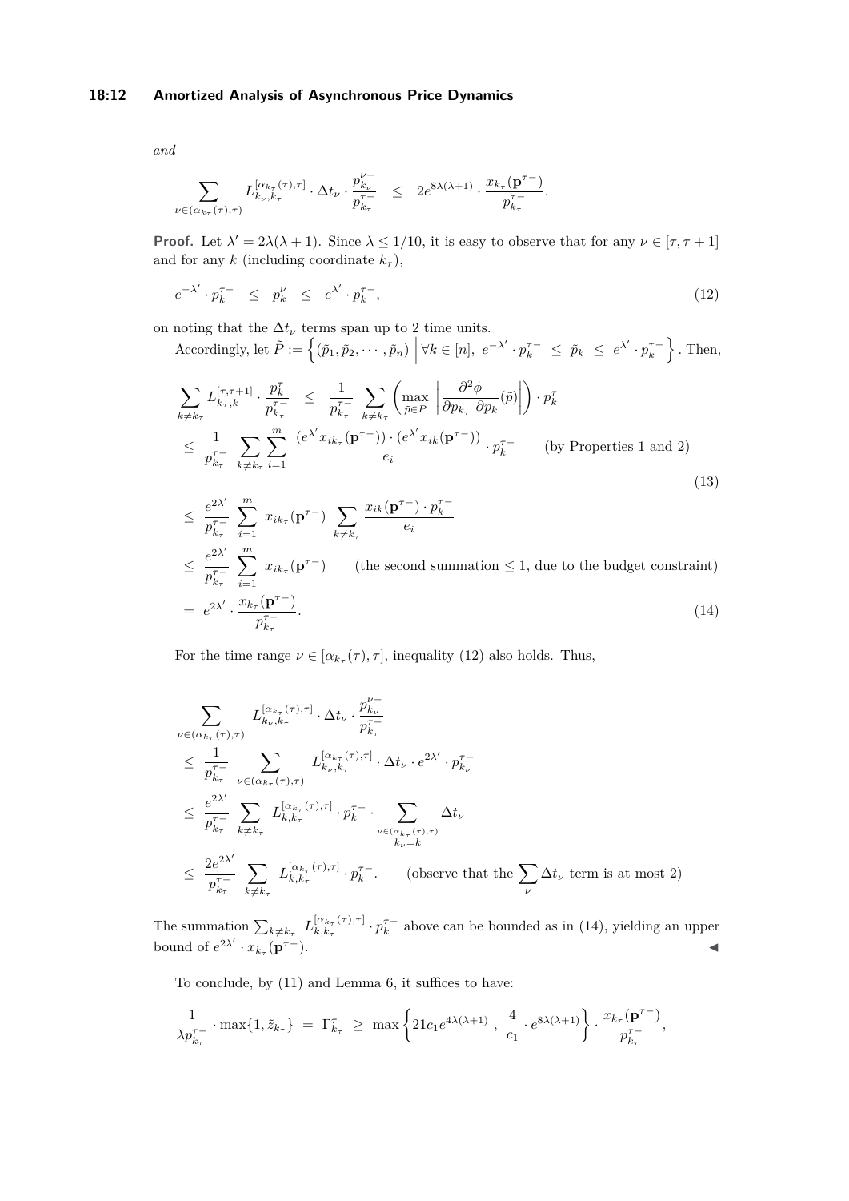*and*

$$\sum_{\nu \in (\alpha_{k_\tau}(\tau),\tau)} L_{k_\nu,k_\tau}^{[\alpha_{k_\tau}(\tau),\tau]} \cdot \Delta t_\nu \cdot \frac{p_{k_\nu}^{\nu-}}{p_{k_\tau}^{\tau-}} \quad \leq \quad 2e^{8\lambda(\lambda+1)} \cdot \frac{x_{k_\tau}(\mathbf{p}^{\tau-})}{p_{k_\tau}^{\tau-}}.$$

**Proof.** Let $\lambda' = 2\lambda(\lambda+1)$. Since $\lambda \leq 1/10$, it is easy to observe that for any $\nu \in [\tau, \tau+1]$ and for any $k$ (including coordinate $k_\tau$),

$$e^{-\lambda'} \cdot p_k^{\tau-} \quad \leq \quad p_k^\nu \quad \leq \quad e^{\lambda'} \cdot p_k^{\tau-}, \tag{12}$$

on noting that the $\Delta t_\nu$ terms span up to 2 time units.

Accordingly, let $\tilde{P} := \left\{ (\tilde{p}_1, \tilde{p}_2, \cdots, \tilde{p}_n) \;\middle|\; \forall k \in [n],\ e^{-\lambda'} \cdot p_k^{\tau-} \;\leq\; \tilde{p}_k \;\leq\; e^{\lambda'} \cdot p_k^{\tau-} \right\}$. Then,

$$\begin{aligned}
\sum_{k \neq k_\tau} L_{k_\tau,k}^{[\tau,\tau+1]} \cdot \frac{p_k^\tau}{p_{k_\tau}^{\tau-}} \quad &\leq \quad \frac{1}{p_{k_\tau}^{\tau-}} \sum_{k \neq k_\tau} \left( \max_{\tilde{p} \in \tilde{P}} \left| \frac{\partial^2 \phi}{\partial p_{k_\tau}\, \partial p_k}(\tilde{p}) \right| \right) \cdot p_k^\tau \\
&\leq \; \frac{1}{p_{k_\tau}^{\tau-}} \sum_{k \neq k_\tau} \sum_{i=1}^{m} \frac{(e^{\lambda'} x_{ik_\tau}(\mathbf{p}^{\tau-})) \cdot (e^{\lambda'} x_{ik}(\mathbf{p}^{\tau-}))}{e_i} \cdot p_k^{\tau-} \qquad \text{(by Properties 1 and 2)} \qquad (13) \\
&\leq \; \frac{e^{2\lambda'}}{p_{k_\tau}^{\tau-}} \sum_{i=1}^{m} x_{ik_\tau}(\mathbf{p}^{\tau-}) \sum_{k \neq k_\tau} \frac{x_{ik}(\mathbf{p}^{\tau-}) \cdot p_k^{\tau-}}{e_i} \\
&\leq \; \frac{e^{2\lambda'}}{p_{k_\tau}^{\tau-}} \sum_{i=1}^{m} x_{ik_\tau}(\mathbf{p}^{\tau-}) \qquad \text{(the second summation} \leq 1\text{, due to the budget constraint)} \\
&= \; e^{2\lambda'} \cdot \frac{x_{k_\tau}(\mathbf{p}^{\tau-})}{p_{k_\tau}^{\tau-}}. \qquad (14)
\end{aligned}$$

For the time range $\nu \in [\alpha_{k_\tau}(\tau), \tau]$, inequality (12) also holds. Thus,

$$\begin{aligned}
&\sum_{\nu \in (\alpha_{k_\tau}(\tau),\tau)} L_{k_\nu,k_\tau}^{[\alpha_{k_\tau}(\tau),\tau]} \cdot \Delta t_\nu \cdot \frac{p_{k_\nu}^{\nu-}}{p_{k_\tau}^{\tau-}} \\
&\leq \; \frac{1}{p_{k_\tau}^{\tau-}} \sum_{\nu \in (\alpha_{k_\tau}(\tau),\tau)} L_{k_\nu,k_\tau}^{[\alpha_{k_\tau}(\tau),\tau]} \cdot \Delta t_\nu \cdot e^{2\lambda'} \cdot p_{k_\nu}^{\tau-} \\
&\leq \; \frac{e^{2\lambda'}}{p_{k_\tau}^{\tau-}} \sum_{k \neq k_\tau} L_{k,k_\tau}^{[\alpha_{k_\tau}(\tau),\tau]} \cdot p_k^{\tau-} \cdot \sum_{\substack{\nu \in (\alpha_{k_\tau}(\tau),\tau) \\ k_\nu = k}} \Delta t_\nu \\
&\leq \; \frac{2e^{2\lambda'}}{p_{k_\tau}^{\tau-}} \sum_{k \neq k_\tau} L_{k,k_\tau}^{[\alpha_{k_\tau}(\tau),\tau]} \cdot p_k^{\tau-}. \qquad \text{(observe that the } \sum_\nu \Delta t_\nu \text{ term is at most 2)}
\end{aligned}$$

The summation $\sum_{k \neq k_\tau} L_{k,k_\tau}^{[\alpha_{k_\tau}(\tau),\tau]} \cdot p_k^{\tau-}$ above can be bounded as in (14), yielding an upper bound of $e^{2\lambda'} \cdot x_{k_\tau}(\mathbf{p}^{\tau-})$. ◀

To conclude, by (11) and Lemma 6, it suffices to have:

$$\frac{1}{\lambda p_{k_\tau}^{\tau-}} \cdot \max\{1, \tilde{z}_{k_\tau}\} \;=\; \Gamma_{k_\tau}^\tau \;\geq\; \max\left\{ 21c_1 e^{4\lambda(\lambda+1)}\;,\; \frac{4}{c_1} \cdot e^{8\lambda(\lambda+1)} \right\} \cdot \frac{x_{k_\tau}(\mathbf{p}^{\tau-})}{p_{k_\tau}^{\tau-}},$$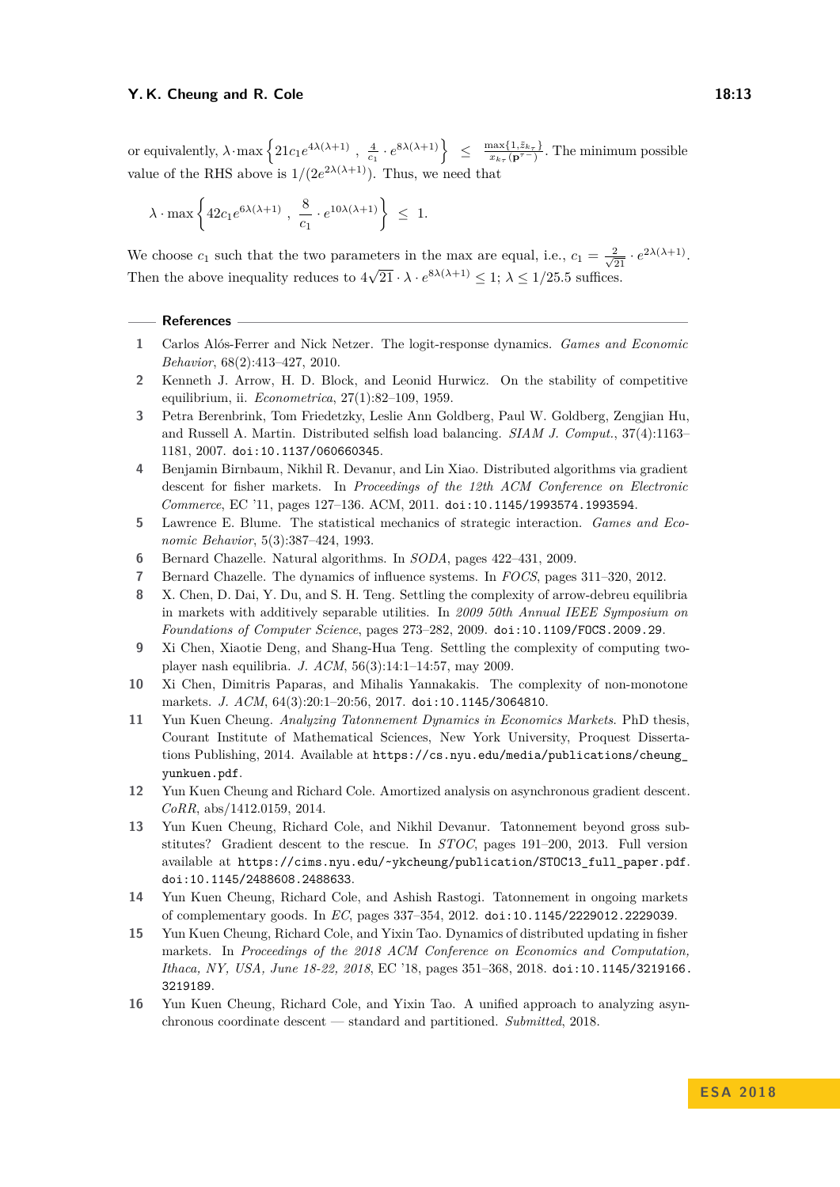or equivalently, $\lambda \cdot \max\left\{21 c_1 e^{4\lambda(\lambda+1)}\ ,\ \frac{4}{c_1} \cdot e^{8\lambda(\lambda+1)}\right\}\ \leq\ \frac{\max\{1,\tilde{z}_{k_\tau}\}}{x_{k_\tau}(\mathbf{p}^{\tau-})}$. The minimum possible value of the RHS above is $1/(2e^{2\lambda(\lambda+1)})$. Thus, we need that

$$\lambda \cdot \max\left\{42 c_1 e^{6\lambda(\lambda+1)}\ ,\ \frac{8}{c_1} \cdot e^{10\lambda(\lambda+1)}\right\}\ \leq\ 1.$$

We choose $c_1$ such that the two parameters in the max are equal, i.e., $c_1 = \frac{2}{\sqrt{21}} \cdot e^{2\lambda(\lambda+1)}$. Then the above inequality reduces to $4\sqrt{21} \cdot \lambda \cdot e^{8\lambda(\lambda+1)} \leq 1$; $\lambda \leq 1/25.5$ suffices.

## References

1. Carlos Alós-Ferrer and Nick Netzer. The logit-response dynamics. *Games and Economic Behavior*, 68(2):413–427, 2010.
2. Kenneth J. Arrow, H. D. Block, and Leonid Hurwicz. On the stability of competitive equilibrium, ii. *Econometrica*, 27(1):82–109, 1959.
3. Petra Berenbrink, Tom Friedetzky, Leslie Ann Goldberg, Paul W. Goldberg, Zengjian Hu, and Russell A. Martin. Distributed selfish load balancing. *SIAM J. Comput.*, 37(4):1163–1181, 2007. doi:10.1137/060660345.
4. Benjamin Birnbaum, Nikhil R. Devanur, and Lin Xiao. Distributed algorithms via gradient descent for fisher markets. In *Proceedings of the 12th ACM Conference on Electronic Commerce*, EC '11, pages 127–136. ACM, 2011. doi:10.1145/1993574.1993594.
5. Lawrence E. Blume. The statistical mechanics of strategic interaction. *Games and Economic Behavior*, 5(3):387–424, 1993.
6. Bernard Chazelle. Natural algorithms. In *SODA*, pages 422–431, 2009.
7. Bernard Chazelle. The dynamics of influence systems. In *FOCS*, pages 311–320, 2012.
8. X. Chen, D. Dai, Y. Du, and S. H. Teng. Settling the complexity of arrow-debreu equilibria in markets with additively separable utilities. In *2009 50th Annual IEEE Symposium on Foundations of Computer Science*, pages 273–282, 2009. doi:10.1109/FOCS.2009.29.
9. Xi Chen, Xiaotie Deng, and Shang-Hua Teng. Settling the complexity of computing two-player nash equilibria. *J. ACM*, 56(3):14:1–14:57, may 2009.
10. Xi Chen, Dimitris Paparas, and Mihalis Yannakakis. The complexity of non-monotone markets. *J. ACM*, 64(3):20:1–20:56, 2017. doi:10.1145/3064810.
11. Yun Kuen Cheung. *Analyzing Tatonnement Dynamics in Economics Markets*. PhD thesis, Courant Institute of Mathematical Sciences, New York University, Proquest Dissertations Publishing, 2014. Available at https://cs.nyu.edu/media/publications/cheung_yunkuen.pdf.
12. Yun Kuen Cheung and Richard Cole. Amortized analysis on asynchronous gradient descent. *CoRR*, abs/1412.0159, 2014.
13. Yun Kuen Cheung, Richard Cole, and Nikhil Devanur. Tatonnement beyond gross substitutes? Gradient descent to the rescue. In *STOC*, pages 191–200, 2013. Full version available at https://cims.nyu.edu/~ykcheung/publication/STOC13_full_paper.pdf. doi:10.1145/2488608.2488633.
14. Yun Kuen Cheung, Richard Cole, and Ashish Rastogi. Tatonnement in ongoing markets of complementary goods. In *EC*, pages 337–354, 2012. doi:10.1145/2229012.2229039.
15. Yun Kuen Cheung, Richard Cole, and Yixin Tao. Dynamics of distributed updating in fisher markets. In *Proceedings of the 2018 ACM Conference on Economics and Computation, Ithaca, NY, USA, June 18-22, 2018*, EC '18, pages 351–368, 2018. doi:10.1145/3219166.3219189.
16. Yun Kuen Cheung, Richard Cole, and Yixin Tao. A unified approach to analyzing asynchronous coordinate descent — standard and partitioned. *Submitted*, 2018.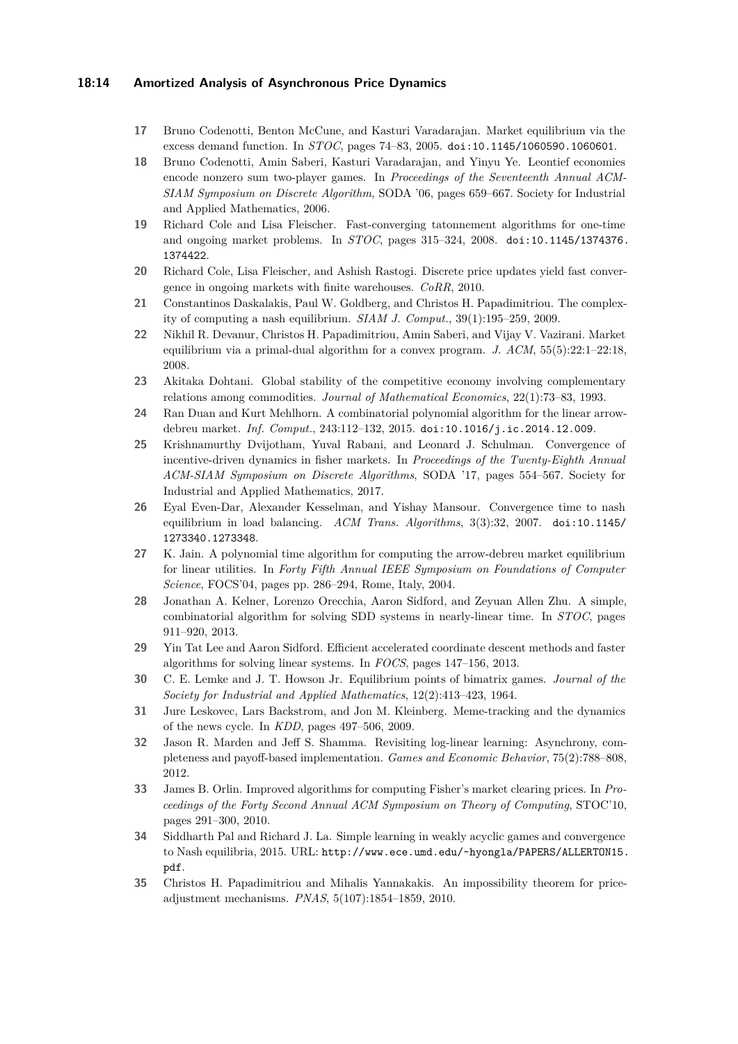17. Bruno Codenotti, Benton McCune, and Kasturi Varadarajan. Market equilibrium via the excess demand function. In *STOC*, pages 74–83, 2005. doi:10.1145/1060590.1060601.
18. Bruno Codenotti, Amin Saberi, Kasturi Varadarajan, and Yinyu Ye. Leontief economies encode nonzero sum two-player games. In *Proceedings of the Seventeenth Annual ACM-SIAM Symposium on Discrete Algorithm*, SODA '06, pages 659–667. Society for Industrial and Applied Mathematics, 2006.
19. Richard Cole and Lisa Fleischer. Fast-converging tatonnement algorithms for one-time and ongoing market problems. In *STOC*, pages 315–324, 2008. doi:10.1145/1374376.1374422.
20. Richard Cole, Lisa Fleischer, and Ashish Rastogi. Discrete price updates yield fast convergence in ongoing markets with finite warehouses. *CoRR*, 2010.
21. Constantinos Daskalakis, Paul W. Goldberg, and Christos H. Papadimitriou. The complexity of computing a nash equilibrium. *SIAM J. Comput.*, 39(1):195–259, 2009.
22. Nikhil R. Devanur, Christos H. Papadimitriou, Amin Saberi, and Vijay V. Vazirani. Market equilibrium via a primal-dual algorithm for a convex program. *J. ACM*, 55(5):22:1–22:18, 2008.
23. Akitaka Dohtani. Global stability of the competitive economy involving complementary relations among commodities. *Journal of Mathematical Economics*, 22(1):73–83, 1993.
24. Ran Duan and Kurt Mehlhorn. A combinatorial polynomial algorithm for the linear arrow-debreu market. *Inf. Comput.*, 243:112–132, 2015. doi:10.1016/j.ic.2014.12.009.
25. Krishnamurthy Dvijotham, Yuval Rabani, and Leonard J. Schulman. Convergence of incentive-driven dynamics in fisher markets. In *Proceedings of the Twenty-Eighth Annual ACM-SIAM Symposium on Discrete Algorithms*, SODA '17, pages 554–567. Society for Industrial and Applied Mathematics, 2017.
26. Eyal Even-Dar, Alexander Kesselman, and Yishay Mansour. Convergence time to nash equilibrium in load balancing. *ACM Trans. Algorithms*, 3(3):32, 2007. doi:10.1145/1273340.1273348.
27. K. Jain. A polynomial time algorithm for computing the arrow-debreu market equilibrium for linear utilities. In *Forty Fifth Annual IEEE Symposium on Foundations of Computer Science*, FOCS'04, pages pp. 286–294, Rome, Italy, 2004.
28. Jonathan A. Kelner, Lorenzo Orecchia, Aaron Sidford, and Zeyuan Allen Zhu. A simple, combinatorial algorithm for solving SDD systems in nearly-linear time. In *STOC*, pages 911–920, 2013.
29. Yin Tat Lee and Aaron Sidford. Efficient accelerated coordinate descent methods and faster algorithms for solving linear systems. In *FOCS*, pages 147–156, 2013.
30. C. E. Lemke and J. T. Howson Jr. Equilibrium points of bimatrix games. *Journal of the Society for Industrial and Applied Mathematics*, 12(2):413–423, 1964.
31. Jure Leskovec, Lars Backstrom, and Jon M. Kleinberg. Meme-tracking and the dynamics of the news cycle. In *KDD*, pages 497–506, 2009.
32. Jason R. Marden and Jeff S. Shamma. Revisiting log-linear learning: Asynchrony, completeness and payoff-based implementation. *Games and Economic Behavior*, 75(2):788–808, 2012.
33. James B. Orlin. Improved algorithms for computing Fisher's market clearing prices. In *Proceedings of the Forty Second Annual ACM Symposium on Theory of Computing*, STOC'10, pages 291–300, 2010.
34. Siddharth Pal and Richard J. La. Simple learning in weakly acyclic games and convergence to Nash equilibria, 2015. URL: http://www.ece.umd.edu/~hyongla/PAPERS/ALLERTON15.pdf.
35. Christos H. Papadimitriou and Mihalis Yannakakis. An impossibility theorem for price-adjustment mechanisms. *PNAS*, 5(107):1854–1859, 2010.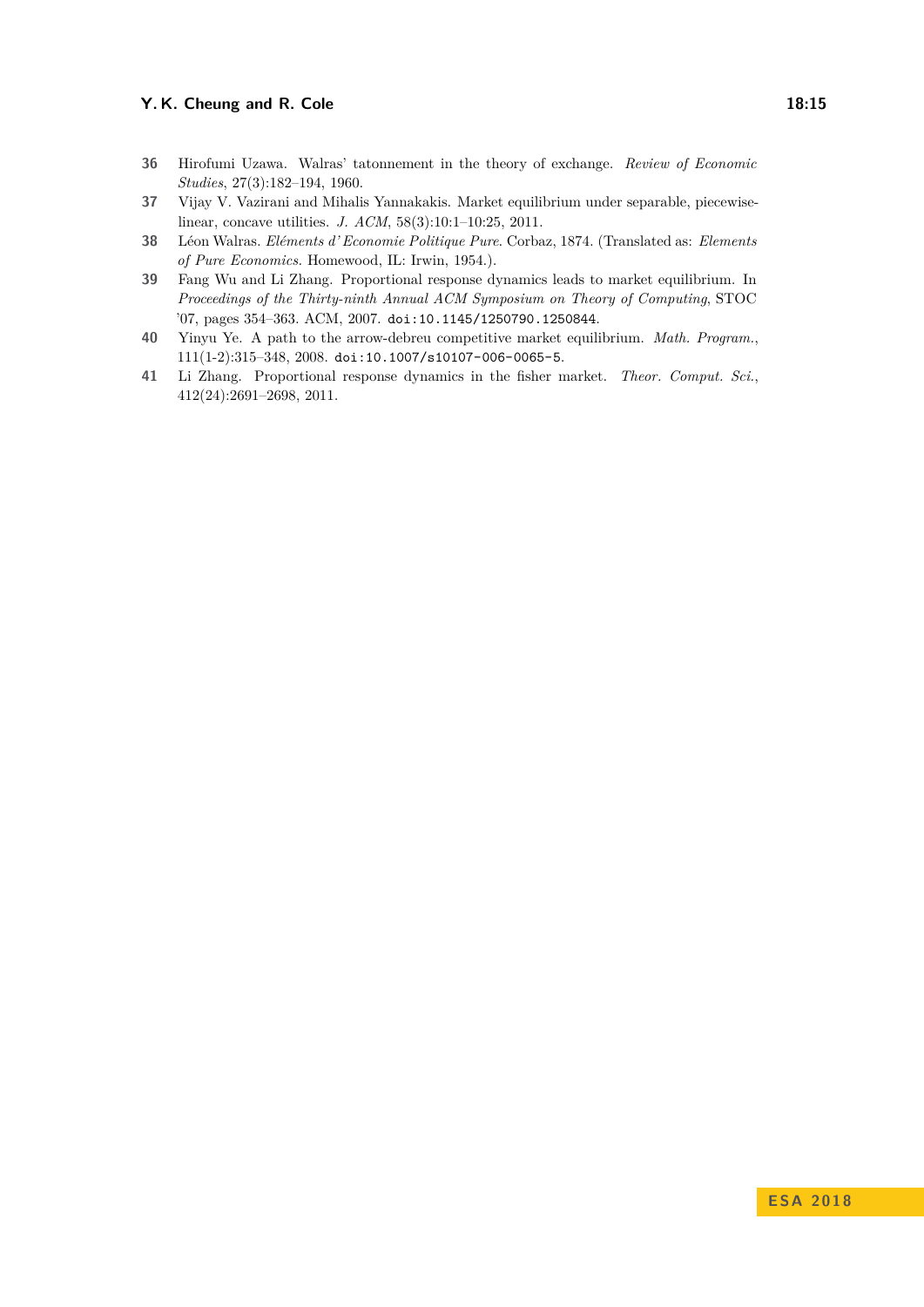36 Hirofumi Uzawa. Walras' tatonnement in the theory of exchange. *Review of Economic Studies*, 27(3):182–194, 1960.

37 Vijay V. Vazirani and Mihalis Yannakakis. Market equilibrium under separable, piecewise-linear, concave utilities. *J. ACM*, 58(3):10:1–10:25, 2011.

38 Léon Walras. *Eléments d'Economie Politique Pure*. Corbaz, 1874. (Translated as: *Elements of Pure Economics*. Homewood, IL: Irwin, 1954.).

39 Fang Wu and Li Zhang. Proportional response dynamics leads to market equilibrium. In *Proceedings of the Thirty-ninth Annual ACM Symposium on Theory of Computing*, STOC '07, pages 354–363. ACM, 2007. doi:10.1145/1250790.1250844.

40 Yinyu Ye. A path to the arrow-debreu competitive market equilibrium. *Math. Program.*, 111(1-2):315–348, 2008. doi:10.1007/s10107-006-0065-5.

41 Li Zhang. Proportional response dynamics in the fisher market. *Theor. Comput. Sci.*, 412(24):2691–2698, 2011.